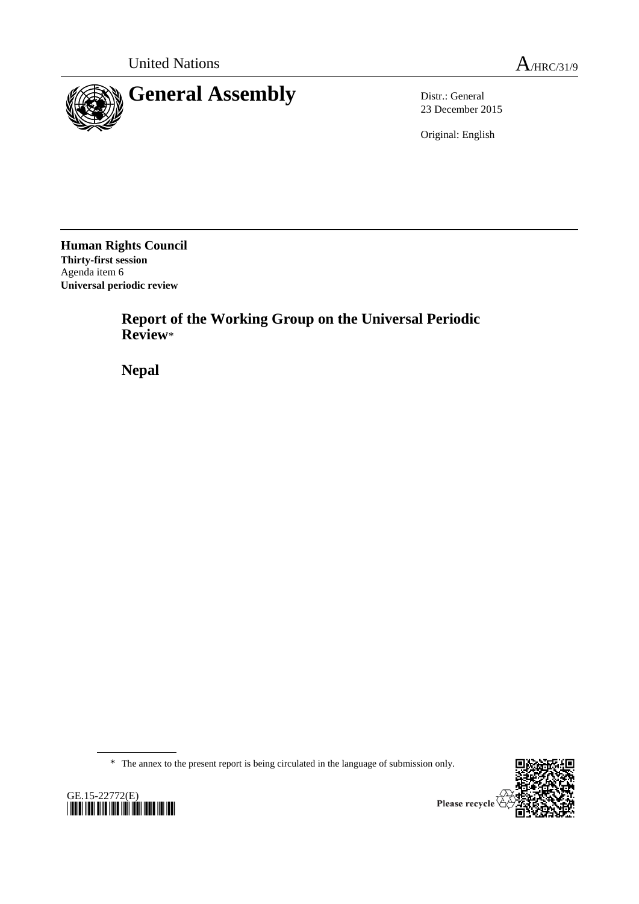United Nations

A/HRC/31/9

# General Assembly

Distr.: General
23 December 2015

Original: English

**Human Rights Council**
**Thirty-first session**
Agenda item 6
**Universal periodic review**

## Report of the Working Group on the Universal Periodic Review*

## Nepal

\* The annex to the present report is being circulated in the language of submission only.

GE.15-22772(E)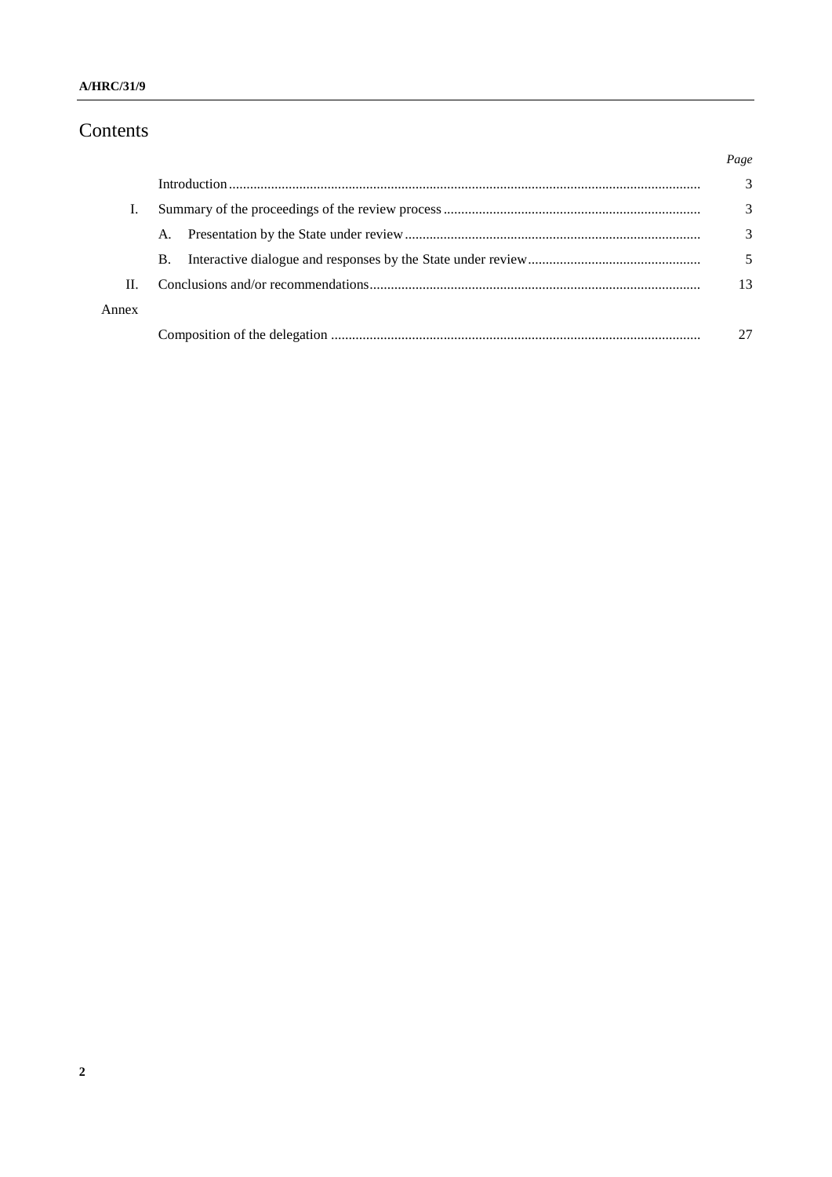# Contents

| | | Page |
|---|---|---|
| | Introduction | 3 |
| I. | Summary of the proceedings of the review process | 3 |
| | A. Presentation by the State under review | 3 |
| | B. Interactive dialogue and responses by the State under review | 5 |
| II. | Conclusions and/or recommendations | 13 |
| Annex | | |
| | Composition of the delegation | 27 |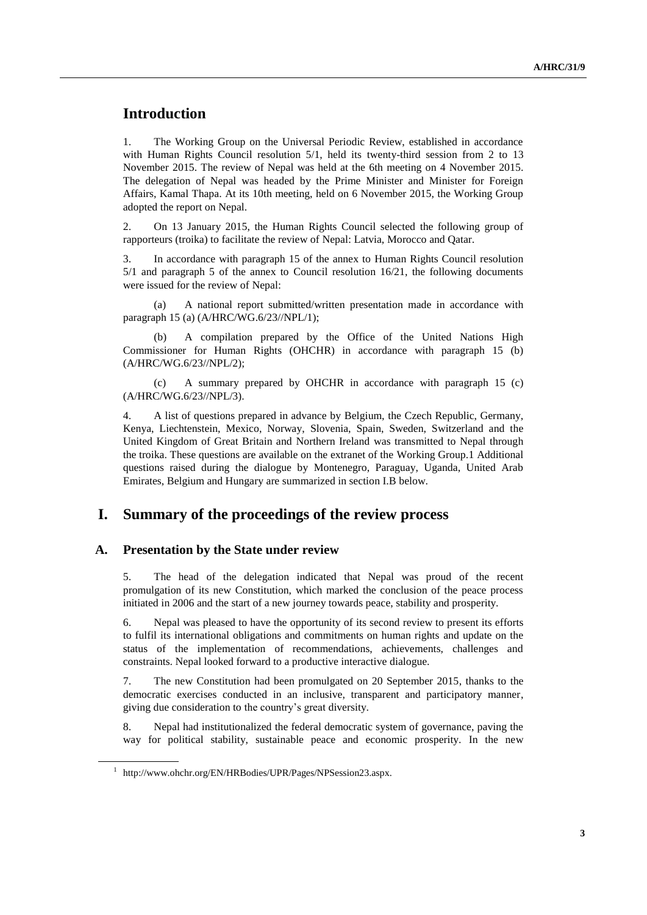# Introduction

1. The Working Group on the Universal Periodic Review, established in accordance with Human Rights Council resolution 5/1, held its twenty-third session from 2 to 13 November 2015. The review of Nepal was held at the 6th meeting on 4 November 2015. The delegation of Nepal was headed by the Prime Minister and Minister for Foreign Affairs, Kamal Thapa. At its 10th meeting, held on 6 November 2015, the Working Group adopted the report on Nepal.

2. On 13 January 2015, the Human Rights Council selected the following group of rapporteurs (troika) to facilitate the review of Nepal: Latvia, Morocco and Qatar.

3. In accordance with paragraph 15 of the annex to Human Rights Council resolution 5/1 and paragraph 5 of the annex to Council resolution 16/21, the following documents were issued for the review of Nepal:

(a) A national report submitted/written presentation made in accordance with paragraph 15 (a) (A/HRC/WG.6/23//NPL/1);

(b) A compilation prepared by the Office of the United Nations High Commissioner for Human Rights (OHCHR) in accordance with paragraph 15 (b) (A/HRC/WG.6/23//NPL/2);

(c) A summary prepared by OHCHR in accordance with paragraph 15 (c) (A/HRC/WG.6/23//NPL/3).

4. A list of questions prepared in advance by Belgium, the Czech Republic, Germany, Kenya, Liechtenstein, Mexico, Norway, Slovenia, Spain, Sweden, Switzerland and the United Kingdom of Great Britain and Northern Ireland was transmitted to Nepal through the troika. These questions are available on the extranet of the Working Group.[1] Additional questions raised during the dialogue by Montenegro, Paraguay, Uganda, United Arab Emirates, Belgium and Hungary are summarized in section I.B below.

# I. Summary of the proceedings of the review process

## A. Presentation by the State under review

5. The head of the delegation indicated that Nepal was proud of the recent promulgation of its new Constitution, which marked the conclusion of the peace process initiated in 2006 and the start of a new journey towards peace, stability and prosperity.

6. Nepal was pleased to have the opportunity of its second review to present its efforts to fulfil its international obligations and commitments on human rights and update on the status of the implementation of recommendations, achievements, challenges and constraints. Nepal looked forward to a productive interactive dialogue.

7. The new Constitution had been promulgated on 20 September 2015, thanks to the democratic exercises conducted in an inclusive, transparent and participatory manner, giving due consideration to the country's great diversity.

8. Nepal had institutionalized the federal democratic system of governance, paving the way for political stability, sustainable peace and economic prosperity. In the new

[1] http://www.ohchr.org/EN/HRBodies/UPR/Pages/NPSession23.aspx.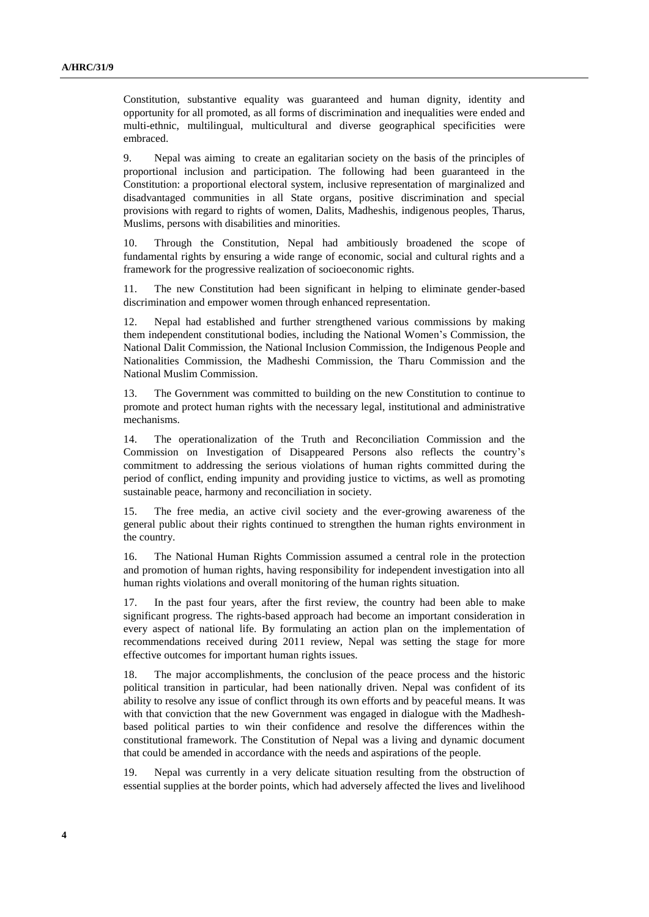Constitution, substantive equality was guaranteed and human dignity, identity and opportunity for all promoted, as all forms of discrimination and inequalities were ended and multi-ethnic, multilingual, multicultural and diverse geographical specificities were embraced.

9. Nepal was aiming to create an egalitarian society on the basis of the principles of proportional inclusion and participation. The following had been guaranteed in the Constitution: a proportional electoral system, inclusive representation of marginalized and disadvantaged communities in all State organs, positive discrimination and special provisions with regard to rights of women, Dalits, Madheshis, indigenous peoples, Tharus, Muslims, persons with disabilities and minorities.

10. Through the Constitution, Nepal had ambitiously broadened the scope of fundamental rights by ensuring a wide range of economic, social and cultural rights and a framework for the progressive realization of socioeconomic rights.

11. The new Constitution had been significant in helping to eliminate gender-based discrimination and empower women through enhanced representation.

12. Nepal had established and further strengthened various commissions by making them independent constitutional bodies, including the National Women's Commission, the National Dalit Commission, the National Inclusion Commission, the Indigenous People and Nationalities Commission, the Madheshi Commission, the Tharu Commission and the National Muslim Commission.

13. The Government was committed to building on the new Constitution to continue to promote and protect human rights with the necessary legal, institutional and administrative mechanisms.

14. The operationalization of the Truth and Reconciliation Commission and the Commission on Investigation of Disappeared Persons also reflects the country's commitment to addressing the serious violations of human rights committed during the period of conflict, ending impunity and providing justice to victims, as well as promoting sustainable peace, harmony and reconciliation in society.

15. The free media, an active civil society and the ever-growing awareness of the general public about their rights continued to strengthen the human rights environment in the country.

16. The National Human Rights Commission assumed a central role in the protection and promotion of human rights, having responsibility for independent investigation into all human rights violations and overall monitoring of the human rights situation.

17. In the past four years, after the first review, the country had been able to make significant progress. The rights-based approach had become an important consideration in every aspect of national life. By formulating an action plan on the implementation of recommendations received during 2011 review, Nepal was setting the stage for more effective outcomes for important human rights issues.

18. The major accomplishments, the conclusion of the peace process and the historic political transition in particular, had been nationally driven. Nepal was confident of its ability to resolve any issue of conflict through its own efforts and by peaceful means. It was with that conviction that the new Government was engaged in dialogue with the Madhesh-based political parties to win their confidence and resolve the differences within the constitutional framework. The Constitution of Nepal was a living and dynamic document that could be amended in accordance with the needs and aspirations of the people.

19. Nepal was currently in a very delicate situation resulting from the obstruction of essential supplies at the border points, which had adversely affected the lives and livelihood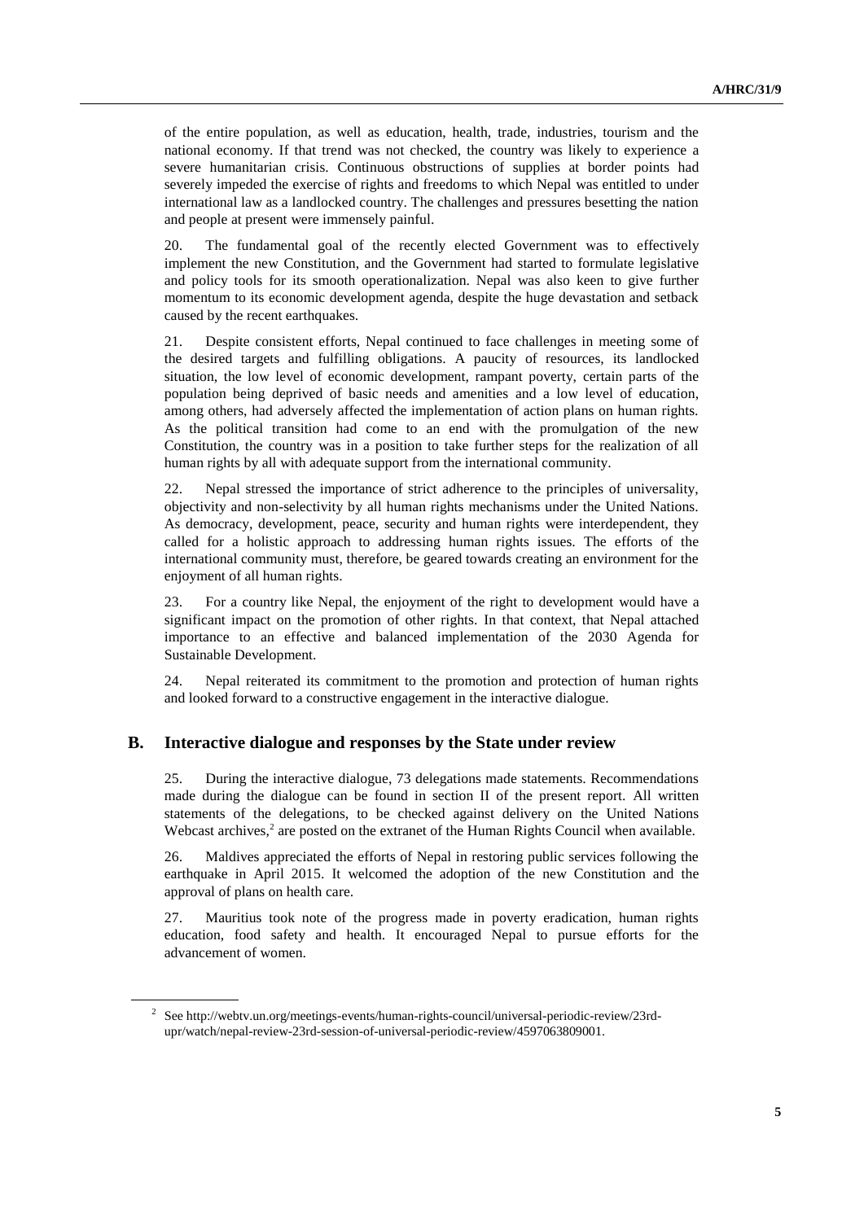of the entire population, as well as education, health, trade, industries, tourism and the national economy. If that trend was not checked, the country was likely to experience a severe humanitarian crisis. Continuous obstructions of supplies at border points had severely impeded the exercise of rights and freedoms to which Nepal was entitled to under international law as a landlocked country. The challenges and pressures besetting the nation and people at present were immensely painful.

20. The fundamental goal of the recently elected Government was to effectively implement the new Constitution, and the Government had started to formulate legislative and policy tools for its smooth operationalization. Nepal was also keen to give further momentum to its economic development agenda, despite the huge devastation and setback caused by the recent earthquakes.

21. Despite consistent efforts, Nepal continued to face challenges in meeting some of the desired targets and fulfilling obligations. A paucity of resources, its landlocked situation, the low level of economic development, rampant poverty, certain parts of the population being deprived of basic needs and amenities and a low level of education, among others, had adversely affected the implementation of action plans on human rights. As the political transition had come to an end with the promulgation of the new Constitution, the country was in a position to take further steps for the realization of all human rights by all with adequate support from the international community.

22. Nepal stressed the importance of strict adherence to the principles of universality, objectivity and non-selectivity by all human rights mechanisms under the United Nations. As democracy, development, peace, security and human rights were interdependent, they called for a holistic approach to addressing human rights issues. The efforts of the international community must, therefore, be geared towards creating an environment for the enjoyment of all human rights.

23. For a country like Nepal, the enjoyment of the right to development would have a significant impact on the promotion of other rights. In that context, that Nepal attached importance to an effective and balanced implementation of the 2030 Agenda for Sustainable Development.

24. Nepal reiterated its commitment to the promotion and protection of human rights and looked forward to a constructive engagement in the interactive dialogue.

## B. Interactive dialogue and responses by the State under review

25. During the interactive dialogue, 73 delegations made statements. Recommendations made during the dialogue can be found in section II of the present report. All written statements of the delegations, to be checked against delivery on the United Nations Webcast archives,[2] are posted on the extranet of the Human Rights Council when available.

26. Maldives appreciated the efforts of Nepal in restoring public services following the earthquake in April 2015. It welcomed the adoption of the new Constitution and the approval of plans on health care.

27. Mauritius took note of the progress made in poverty eradication, human rights education, food safety and health. It encouraged Nepal to pursue efforts for the advancement of women.

[2] See http://webtv.un.org/meetings-events/human-rights-council/universal-periodic-review/23rd-upr/watch/nepal-review-23rd-session-of-universal-periodic-review/4597063809001.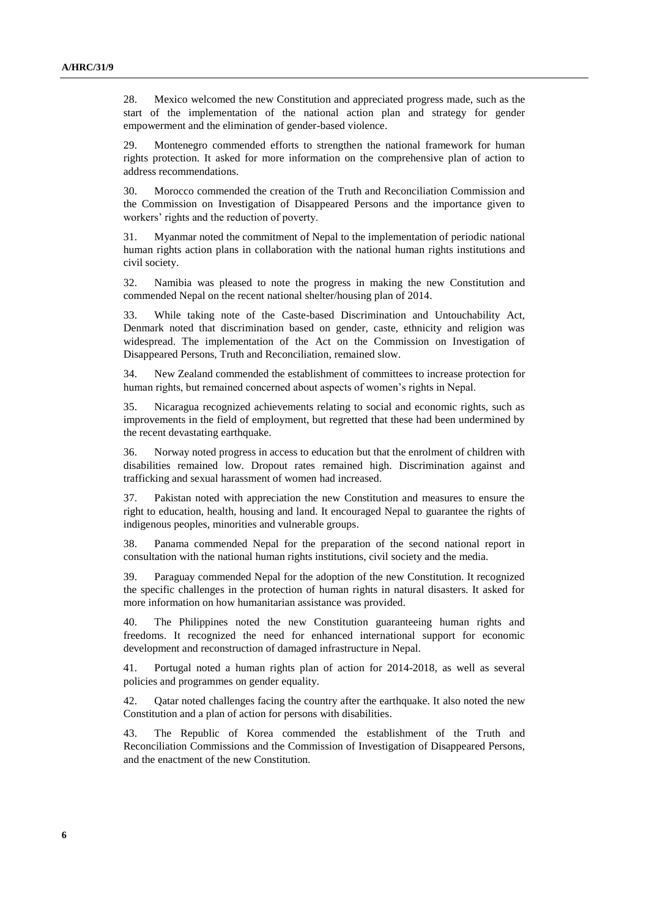28. Mexico welcomed the new Constitution and appreciated progress made, such as the start of the implementation of the national action plan and strategy for gender empowerment and the elimination of gender-based violence.

29. Montenegro commended efforts to strengthen the national framework for human rights protection. It asked for more information on the comprehensive plan of action to address recommendations.

30. Morocco commended the creation of the Truth and Reconciliation Commission and the Commission on Investigation of Disappeared Persons and the importance given to workers' rights and the reduction of poverty.

31. Myanmar noted the commitment of Nepal to the implementation of periodic national human rights action plans in collaboration with the national human rights institutions and civil society.

32. Namibia was pleased to note the progress in making the new Constitution and commended Nepal on the recent national shelter/housing plan of 2014.

33. While taking note of the Caste-based Discrimination and Untouchability Act, Denmark noted that discrimination based on gender, caste, ethnicity and religion was widespread. The implementation of the Act on the Commission on Investigation of Disappeared Persons, Truth and Reconciliation, remained slow.

34. New Zealand commended the establishment of committees to increase protection for human rights, but remained concerned about aspects of women's rights in Nepal.

35. Nicaragua recognized achievements relating to social and economic rights, such as improvements in the field of employment, but regretted that these had been undermined by the recent devastating earthquake.

36. Norway noted progress in access to education but that the enrolment of children with disabilities remained low. Dropout rates remained high. Discrimination against and trafficking and sexual harassment of women had increased.

37. Pakistan noted with appreciation the new Constitution and measures to ensure the right to education, health, housing and land. It encouraged Nepal to guarantee the rights of indigenous peoples, minorities and vulnerable groups.

38. Panama commended Nepal for the preparation of the second national report in consultation with the national human rights institutions, civil society and the media.

39. Paraguay commended Nepal for the adoption of the new Constitution. It recognized the specific challenges in the protection of human rights in natural disasters. It asked for more information on how humanitarian assistance was provided.

40. The Philippines noted the new Constitution guaranteeing human rights and freedoms. It recognized the need for enhanced international support for economic development and reconstruction of damaged infrastructure in Nepal.

41. Portugal noted a human rights plan of action for 2014-2018, as well as several policies and programmes on gender equality.

42. Qatar noted challenges facing the country after the earthquake. It also noted the new Constitution and a plan of action for persons with disabilities.

43. The Republic of Korea commended the establishment of the Truth and Reconciliation Commissions and the Commission of Investigation of Disappeared Persons, and the enactment of the new Constitution.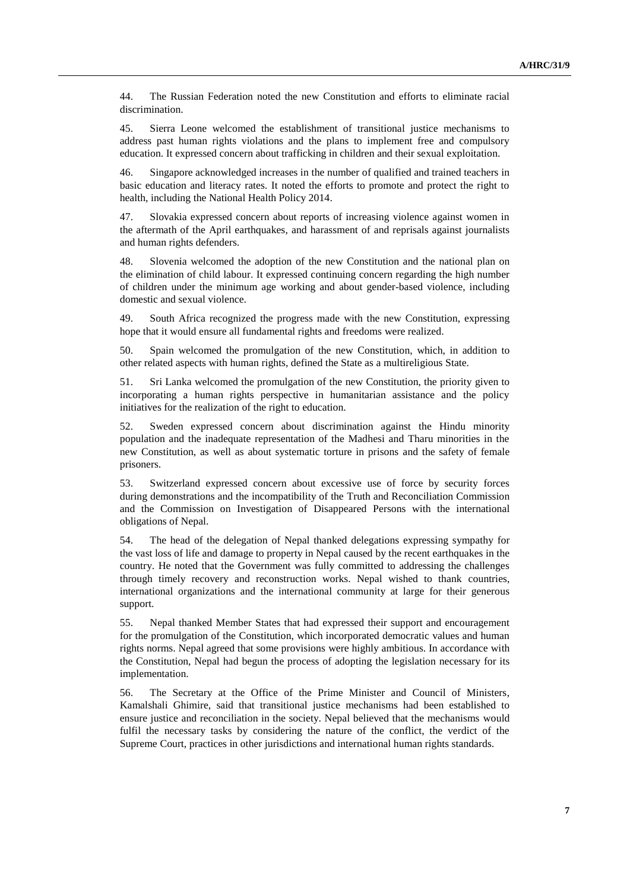44. The Russian Federation noted the new Constitution and efforts to eliminate racial discrimination.

45. Sierra Leone welcomed the establishment of transitional justice mechanisms to address past human rights violations and the plans to implement free and compulsory education. It expressed concern about trafficking in children and their sexual exploitation.

46. Singapore acknowledged increases in the number of qualified and trained teachers in basic education and literacy rates. It noted the efforts to promote and protect the right to health, including the National Health Policy 2014.

47. Slovakia expressed concern about reports of increasing violence against women in the aftermath of the April earthquakes, and harassment of and reprisals against journalists and human rights defenders.

48. Slovenia welcomed the adoption of the new Constitution and the national plan on the elimination of child labour. It expressed continuing concern regarding the high number of children under the minimum age working and about gender-based violence, including domestic and sexual violence.

49. South Africa recognized the progress made with the new Constitution, expressing hope that it would ensure all fundamental rights and freedoms were realized.

50. Spain welcomed the promulgation of the new Constitution, which, in addition to other related aspects with human rights, defined the State as a multireligious State.

51. Sri Lanka welcomed the promulgation of the new Constitution, the priority given to incorporating a human rights perspective in humanitarian assistance and the policy initiatives for the realization of the right to education.

52. Sweden expressed concern about discrimination against the Hindu minority population and the inadequate representation of the Madhesi and Tharu minorities in the new Constitution, as well as about systematic torture in prisons and the safety of female prisoners.

53. Switzerland expressed concern about excessive use of force by security forces during demonstrations and the incompatibility of the Truth and Reconciliation Commission and the Commission on Investigation of Disappeared Persons with the international obligations of Nepal.

54. The head of the delegation of Nepal thanked delegations expressing sympathy for the vast loss of life and damage to property in Nepal caused by the recent earthquakes in the country. He noted that the Government was fully committed to addressing the challenges through timely recovery and reconstruction works. Nepal wished to thank countries, international organizations and the international community at large for their generous support.

55. Nepal thanked Member States that had expressed their support and encouragement for the promulgation of the Constitution, which incorporated democratic values and human rights norms. Nepal agreed that some provisions were highly ambitious. In accordance with the Constitution, Nepal had begun the process of adopting the legislation necessary for its implementation.

56. The Secretary at the Office of the Prime Minister and Council of Ministers, Kamalshali Ghimire, said that transitional justice mechanisms had been established to ensure justice and reconciliation in the society. Nepal believed that the mechanisms would fulfil the necessary tasks by considering the nature of the conflict, the verdict of the Supreme Court, practices in other jurisdictions and international human rights standards.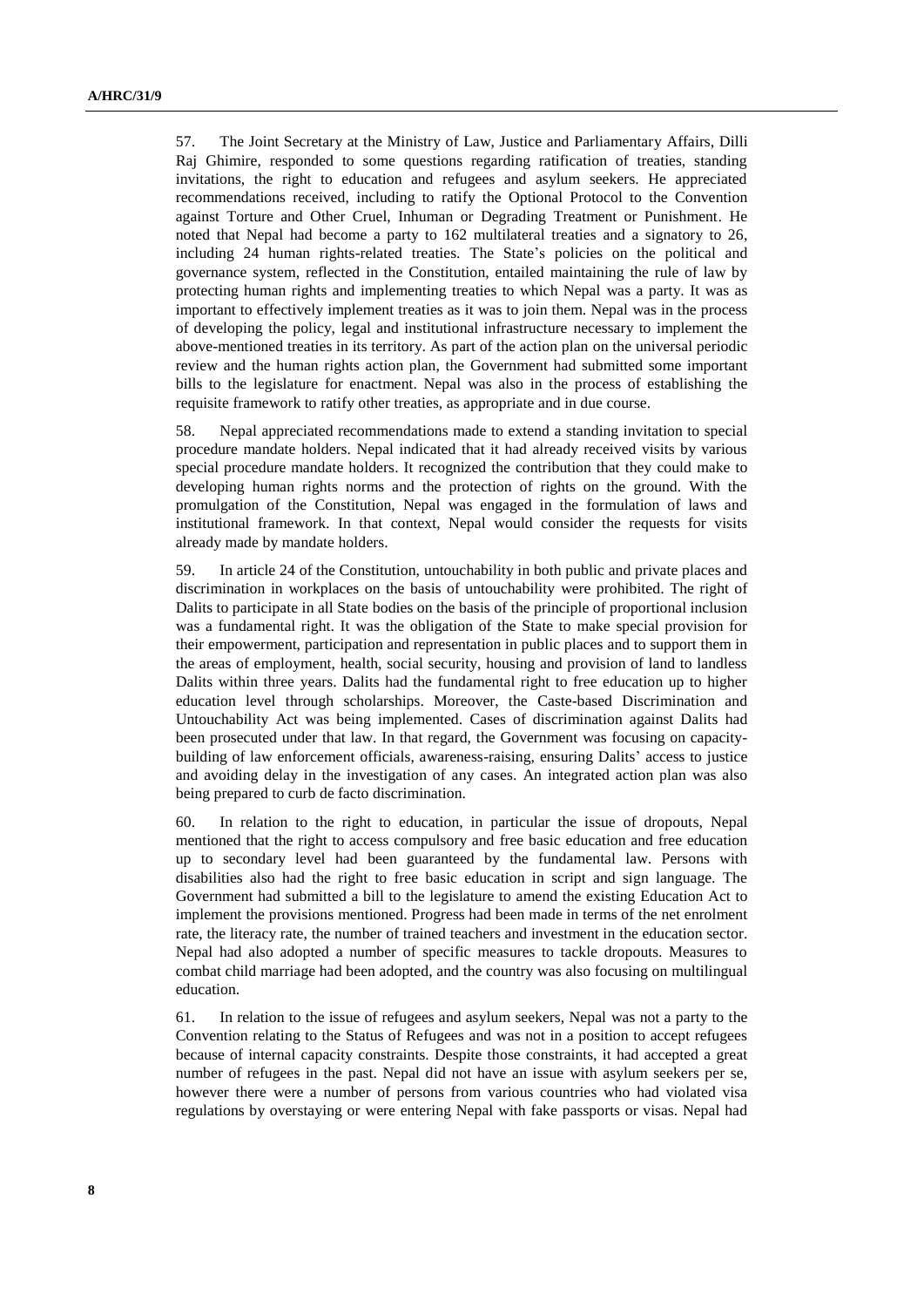57. The Joint Secretary at the Ministry of Law, Justice and Parliamentary Affairs, Dilli Raj Ghimire, responded to some questions regarding ratification of treaties, standing invitations, the right to education and refugees and asylum seekers. He appreciated recommendations received, including to ratify the Optional Protocol to the Convention against Torture and Other Cruel, Inhuman or Degrading Treatment or Punishment. He noted that Nepal had become a party to 162 multilateral treaties and a signatory to 26, including 24 human rights-related treaties. The State's policies on the political and governance system, reflected in the Constitution, entailed maintaining the rule of law by protecting human rights and implementing treaties to which Nepal was a party. It was as important to effectively implement treaties as it was to join them. Nepal was in the process of developing the policy, legal and institutional infrastructure necessary to implement the above-mentioned treaties in its territory. As part of the action plan on the universal periodic review and the human rights action plan, the Government had submitted some important bills to the legislature for enactment. Nepal was also in the process of establishing the requisite framework to ratify other treaties, as appropriate and in due course.

58. Nepal appreciated recommendations made to extend a standing invitation to special procedure mandate holders. Nepal indicated that it had already received visits by various special procedure mandate holders. It recognized the contribution that they could make to developing human rights norms and the protection of rights on the ground. With the promulgation of the Constitution, Nepal was engaged in the formulation of laws and institutional framework. In that context, Nepal would consider the requests for visits already made by mandate holders.

59. In article 24 of the Constitution, untouchability in both public and private places and discrimination in workplaces on the basis of untouchability were prohibited. The right of Dalits to participate in all State bodies on the basis of the principle of proportional inclusion was a fundamental right. It was the obligation of the State to make special provision for their empowerment, participation and representation in public places and to support them in the areas of employment, health, social security, housing and provision of land to landless Dalits within three years. Dalits had the fundamental right to free education up to higher education level through scholarships. Moreover, the Caste-based Discrimination and Untouchability Act was being implemented. Cases of discrimination against Dalits had been prosecuted under that law. In that regard, the Government was focusing on capacity-building of law enforcement officials, awareness-raising, ensuring Dalits' access to justice and avoiding delay in the investigation of any cases. An integrated action plan was also being prepared to curb de facto discrimination.

60. In relation to the right to education, in particular the issue of dropouts, Nepal mentioned that the right to access compulsory and free basic education and free education up to secondary level had been guaranteed by the fundamental law. Persons with disabilities also had the right to free basic education in script and sign language. The Government had submitted a bill to the legislature to amend the existing Education Act to implement the provisions mentioned. Progress had been made in terms of the net enrolment rate, the literacy rate, the number of trained teachers and investment in the education sector. Nepal had also adopted a number of specific measures to tackle dropouts. Measures to combat child marriage had been adopted, and the country was also focusing on multilingual education.

61. In relation to the issue of refugees and asylum seekers, Nepal was not a party to the Convention relating to the Status of Refugees and was not in a position to accept refugees because of internal capacity constraints. Despite those constraints, it had accepted a great number of refugees in the past. Nepal did not have an issue with asylum seekers per se, however there were a number of persons from various countries who had violated visa regulations by overstaying or were entering Nepal with fake passports or visas. Nepal had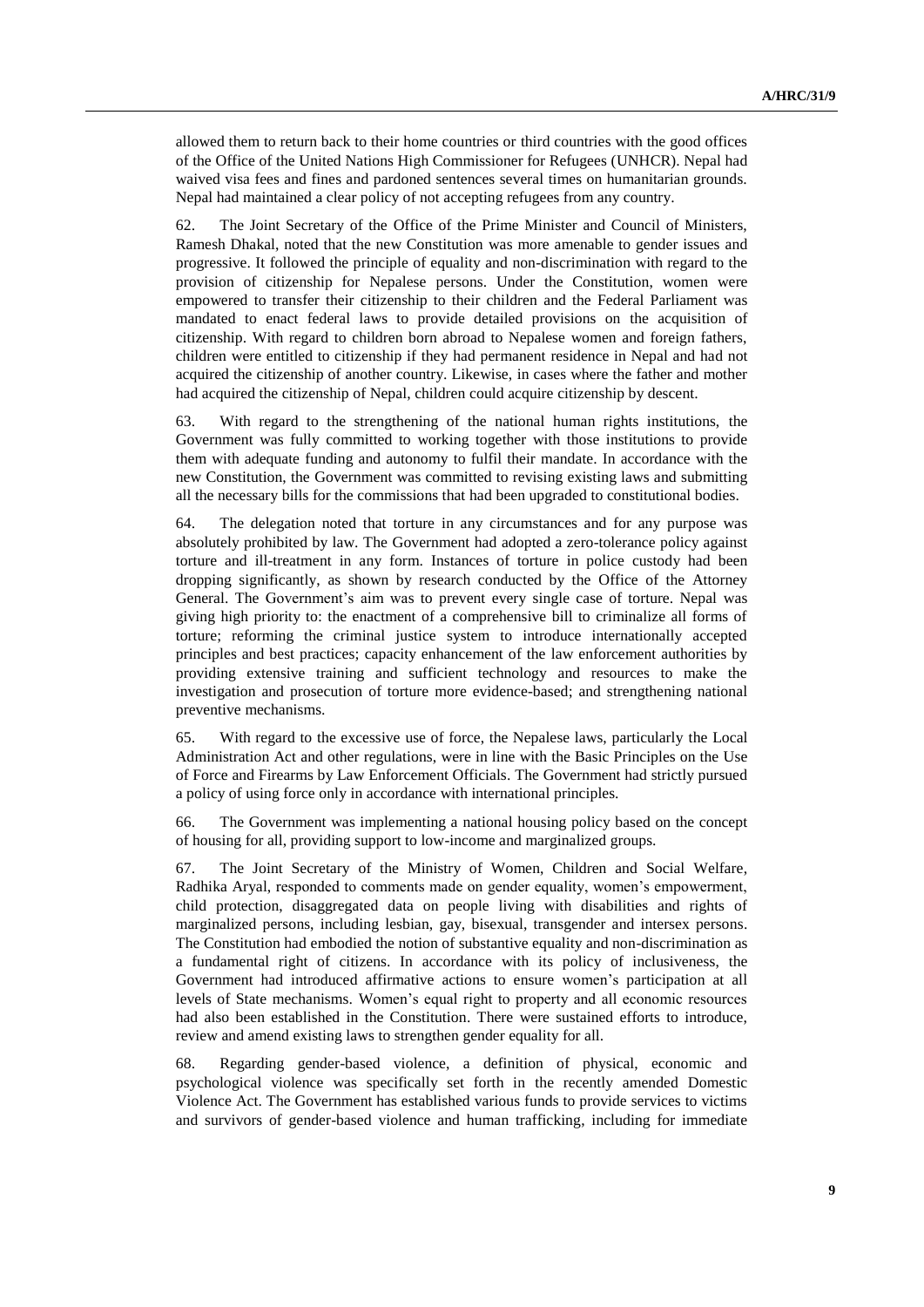allowed them to return back to their home countries or third countries with the good offices of the Office of the United Nations High Commissioner for Refugees (UNHCR). Nepal had waived visa fees and fines and pardoned sentences several times on humanitarian grounds. Nepal had maintained a clear policy of not accepting refugees from any country.

62. The Joint Secretary of the Office of the Prime Minister and Council of Ministers, Ramesh Dhakal, noted that the new Constitution was more amenable to gender issues and progressive. It followed the principle of equality and non-discrimination with regard to the provision of citizenship for Nepalese persons. Under the Constitution, women were empowered to transfer their citizenship to their children and the Federal Parliament was mandated to enact federal laws to provide detailed provisions on the acquisition of citizenship. With regard to children born abroad to Nepalese women and foreign fathers, children were entitled to citizenship if they had permanent residence in Nepal and had not acquired the citizenship of another country. Likewise, in cases where the father and mother had acquired the citizenship of Nepal, children could acquire citizenship by descent.

63. With regard to the strengthening of the national human rights institutions, the Government was fully committed to working together with those institutions to provide them with adequate funding and autonomy to fulfil their mandate. In accordance with the new Constitution, the Government was committed to revising existing laws and submitting all the necessary bills for the commissions that had been upgraded to constitutional bodies.

64. The delegation noted that torture in any circumstances and for any purpose was absolutely prohibited by law. The Government had adopted a zero-tolerance policy against torture and ill-treatment in any form. Instances of torture in police custody had been dropping significantly, as shown by research conducted by the Office of the Attorney General. The Government's aim was to prevent every single case of torture. Nepal was giving high priority to: the enactment of a comprehensive bill to criminalize all forms of torture; reforming the criminal justice system to introduce internationally accepted principles and best practices; capacity enhancement of the law enforcement authorities by providing extensive training and sufficient technology and resources to make the investigation and prosecution of torture more evidence-based; and strengthening national preventive mechanisms.

65. With regard to the excessive use of force, the Nepalese laws, particularly the Local Administration Act and other regulations, were in line with the Basic Principles on the Use of Force and Firearms by Law Enforcement Officials. The Government had strictly pursued a policy of using force only in accordance with international principles.

66. The Government was implementing a national housing policy based on the concept of housing for all, providing support to low-income and marginalized groups.

67. The Joint Secretary of the Ministry of Women, Children and Social Welfare, Radhika Aryal, responded to comments made on gender equality, women's empowerment, child protection, disaggregated data on people living with disabilities and rights of marginalized persons, including lesbian, gay, bisexual, transgender and intersex persons. The Constitution had embodied the notion of substantive equality and non-discrimination as a fundamental right of citizens. In accordance with its policy of inclusiveness, the Government had introduced affirmative actions to ensure women's participation at all levels of State mechanisms. Women's equal right to property and all economic resources had also been established in the Constitution. There were sustained efforts to introduce, review and amend existing laws to strengthen gender equality for all.

68. Regarding gender-based violence, a definition of physical, economic and psychological violence was specifically set forth in the recently amended Domestic Violence Act. The Government has established various funds to provide services to victims and survivors of gender-based violence and human trafficking, including for immediate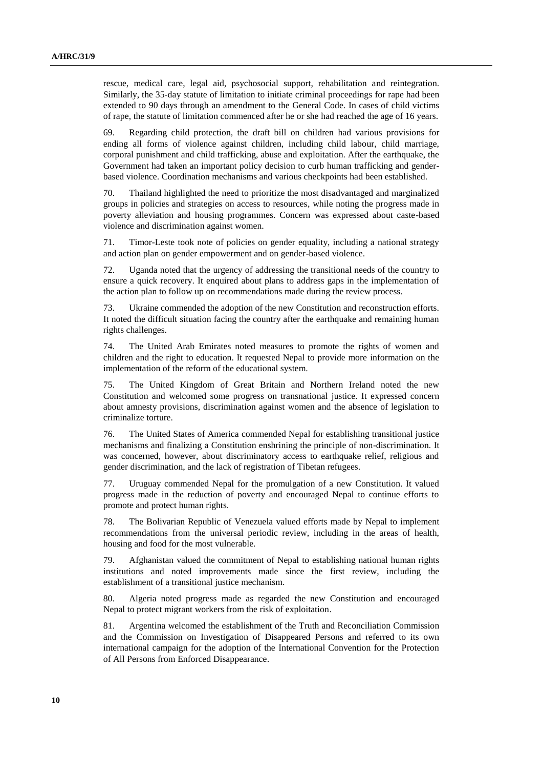rescue, medical care, legal aid, psychosocial support, rehabilitation and reintegration. Similarly, the 35-day statute of limitation to initiate criminal proceedings for rape had been extended to 90 days through an amendment to the General Code. In cases of child victims of rape, the statute of limitation commenced after he or she had reached the age of 16 years.

69. Regarding child protection, the draft bill on children had various provisions for ending all forms of violence against children, including child labour, child marriage, corporal punishment and child trafficking, abuse and exploitation. After the earthquake, the Government had taken an important policy decision to curb human trafficking and gender-based violence. Coordination mechanisms and various checkpoints had been established.

70. Thailand highlighted the need to prioritize the most disadvantaged and marginalized groups in policies and strategies on access to resources, while noting the progress made in poverty alleviation and housing programmes. Concern was expressed about caste-based violence and discrimination against women.

71. Timor-Leste took note of policies on gender equality, including a national strategy and action plan on gender empowerment and on gender-based violence.

72. Uganda noted that the urgency of addressing the transitional needs of the country to ensure a quick recovery. It enquired about plans to address gaps in the implementation of the action plan to follow up on recommendations made during the review process.

73. Ukraine commended the adoption of the new Constitution and reconstruction efforts. It noted the difficult situation facing the country after the earthquake and remaining human rights challenges.

74. The United Arab Emirates noted measures to promote the rights of women and children and the right to education. It requested Nepal to provide more information on the implementation of the reform of the educational system.

75. The United Kingdom of Great Britain and Northern Ireland noted the new Constitution and welcomed some progress on transnational justice. It expressed concern about amnesty provisions, discrimination against women and the absence of legislation to criminalize torture.

76. The United States of America commended Nepal for establishing transitional justice mechanisms and finalizing a Constitution enshrining the principle of non-discrimination. It was concerned, however, about discriminatory access to earthquake relief, religious and gender discrimination, and the lack of registration of Tibetan refugees.

77. Uruguay commended Nepal for the promulgation of a new Constitution. It valued progress made in the reduction of poverty and encouraged Nepal to continue efforts to promote and protect human rights.

78. The Bolivarian Republic of Venezuela valued efforts made by Nepal to implement recommendations from the universal periodic review, including in the areas of health, housing and food for the most vulnerable.

79. Afghanistan valued the commitment of Nepal to establishing national human rights institutions and noted improvements made since the first review, including the establishment of a transitional justice mechanism.

80. Algeria noted progress made as regarded the new Constitution and encouraged Nepal to protect migrant workers from the risk of exploitation.

81. Argentina welcomed the establishment of the Truth and Reconciliation Commission and the Commission on Investigation of Disappeared Persons and referred to its own international campaign for the adoption of the International Convention for the Protection of All Persons from Enforced Disappearance.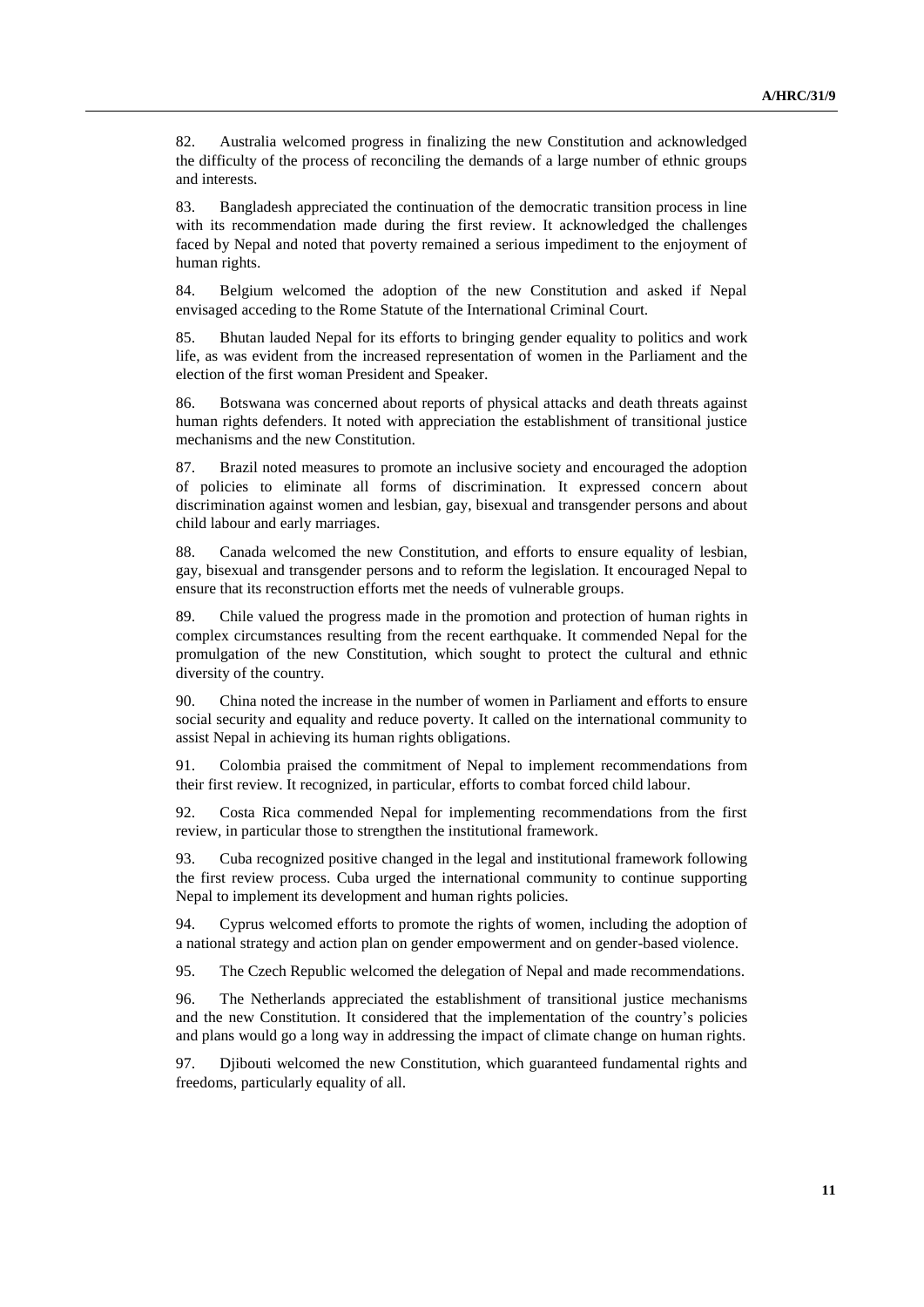82. Australia welcomed progress in finalizing the new Constitution and acknowledged the difficulty of the process of reconciling the demands of a large number of ethnic groups and interests.

83. Bangladesh appreciated the continuation of the democratic transition process in line with its recommendation made during the first review. It acknowledged the challenges faced by Nepal and noted that poverty remained a serious impediment to the enjoyment of human rights.

84. Belgium welcomed the adoption of the new Constitution and asked if Nepal envisaged acceding to the Rome Statute of the International Criminal Court.

85. Bhutan lauded Nepal for its efforts to bringing gender equality to politics and work life, as was evident from the increased representation of women in the Parliament and the election of the first woman President and Speaker.

86. Botswana was concerned about reports of physical attacks and death threats against human rights defenders. It noted with appreciation the establishment of transitional justice mechanisms and the new Constitution.

87. Brazil noted measures to promote an inclusive society and encouraged the adoption of policies to eliminate all forms of discrimination. It expressed concern about discrimination against women and lesbian, gay, bisexual and transgender persons and about child labour and early marriages.

88. Canada welcomed the new Constitution, and efforts to ensure equality of lesbian, gay, bisexual and transgender persons and to reform the legislation. It encouraged Nepal to ensure that its reconstruction efforts met the needs of vulnerable groups.

89. Chile valued the progress made in the promotion and protection of human rights in complex circumstances resulting from the recent earthquake. It commended Nepal for the promulgation of the new Constitution, which sought to protect the cultural and ethnic diversity of the country.

90. China noted the increase in the number of women in Parliament and efforts to ensure social security and equality and reduce poverty. It called on the international community to assist Nepal in achieving its human rights obligations.

91. Colombia praised the commitment of Nepal to implement recommendations from their first review. It recognized, in particular, efforts to combat forced child labour.

92. Costa Rica commended Nepal for implementing recommendations from the first review, in particular those to strengthen the institutional framework.

93. Cuba recognized positive changed in the legal and institutional framework following the first review process. Cuba urged the international community to continue supporting Nepal to implement its development and human rights policies.

94. Cyprus welcomed efforts to promote the rights of women, including the adoption of a national strategy and action plan on gender empowerment and on gender-based violence.

95. The Czech Republic welcomed the delegation of Nepal and made recommendations.

96. The Netherlands appreciated the establishment of transitional justice mechanisms and the new Constitution. It considered that the implementation of the country's policies and plans would go a long way in addressing the impact of climate change on human rights.

97. Djibouti welcomed the new Constitution, which guaranteed fundamental rights and freedoms, particularly equality of all.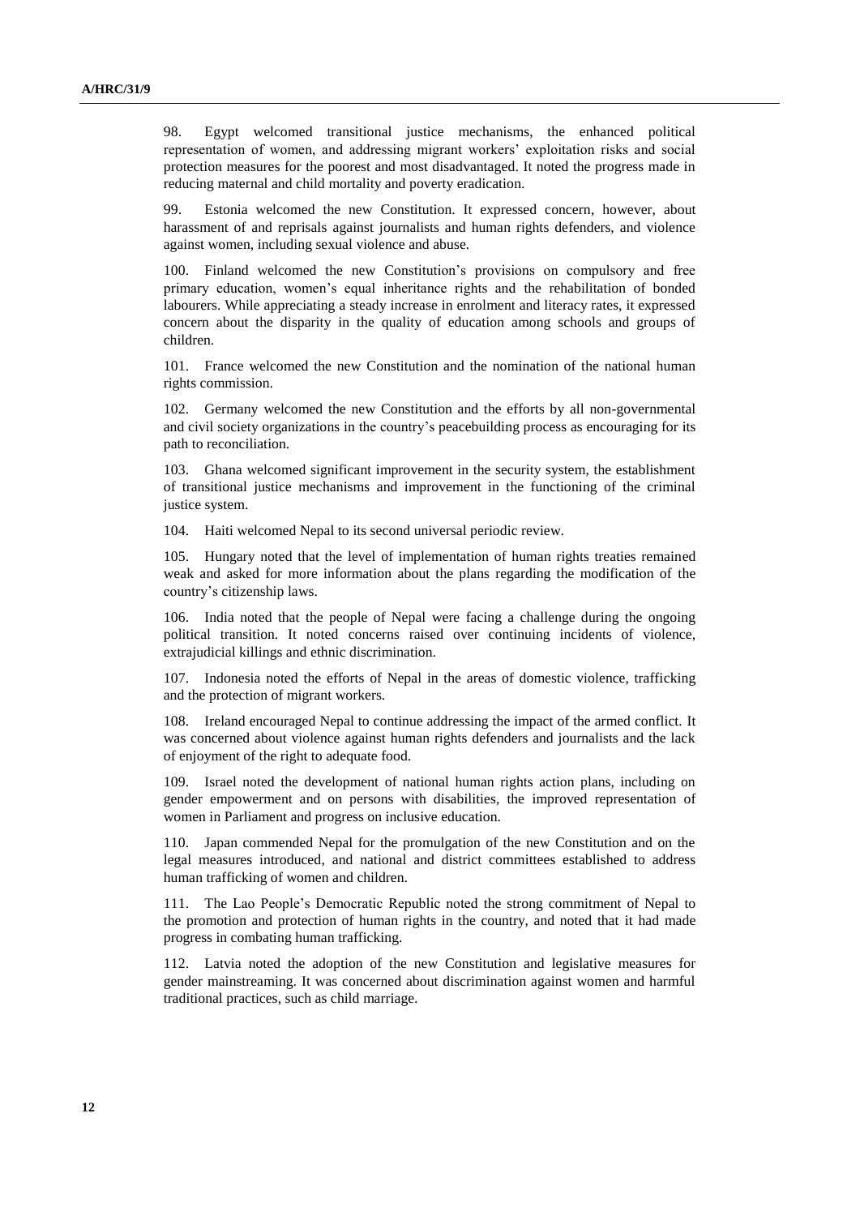98. Egypt welcomed transitional justice mechanisms, the enhanced political representation of women, and addressing migrant workers' exploitation risks and social protection measures for the poorest and most disadvantaged. It noted the progress made in reducing maternal and child mortality and poverty eradication.

99. Estonia welcomed the new Constitution. It expressed concern, however, about harassment of and reprisals against journalists and human rights defenders, and violence against women, including sexual violence and abuse.

100. Finland welcomed the new Constitution's provisions on compulsory and free primary education, women's equal inheritance rights and the rehabilitation of bonded labourers. While appreciating a steady increase in enrolment and literacy rates, it expressed concern about the disparity in the quality of education among schools and groups of children.

101. France welcomed the new Constitution and the nomination of the national human rights commission.

102. Germany welcomed the new Constitution and the efforts by all non-governmental and civil society organizations in the country's peacebuilding process as encouraging for its path to reconciliation.

103. Ghana welcomed significant improvement in the security system, the establishment of transitional justice mechanisms and improvement in the functioning of the criminal justice system.

104. Haiti welcomed Nepal to its second universal periodic review.

105. Hungary noted that the level of implementation of human rights treaties remained weak and asked for more information about the plans regarding the modification of the country's citizenship laws.

106. India noted that the people of Nepal were facing a challenge during the ongoing political transition. It noted concerns raised over continuing incidents of violence, extrajudicial killings and ethnic discrimination.

107. Indonesia noted the efforts of Nepal in the areas of domestic violence, trafficking and the protection of migrant workers.

108. Ireland encouraged Nepal to continue addressing the impact of the armed conflict. It was concerned about violence against human rights defenders and journalists and the lack of enjoyment of the right to adequate food.

109. Israel noted the development of national human rights action plans, including on gender empowerment and on persons with disabilities, the improved representation of women in Parliament and progress on inclusive education.

110. Japan commended Nepal for the promulgation of the new Constitution and on the legal measures introduced, and national and district committees established to address human trafficking of women and children.

111. The Lao People's Democratic Republic noted the strong commitment of Nepal to the promotion and protection of human rights in the country, and noted that it had made progress in combating human trafficking.

112. Latvia noted the adoption of the new Constitution and legislative measures for gender mainstreaming. It was concerned about discrimination against women and harmful traditional practices, such as child marriage.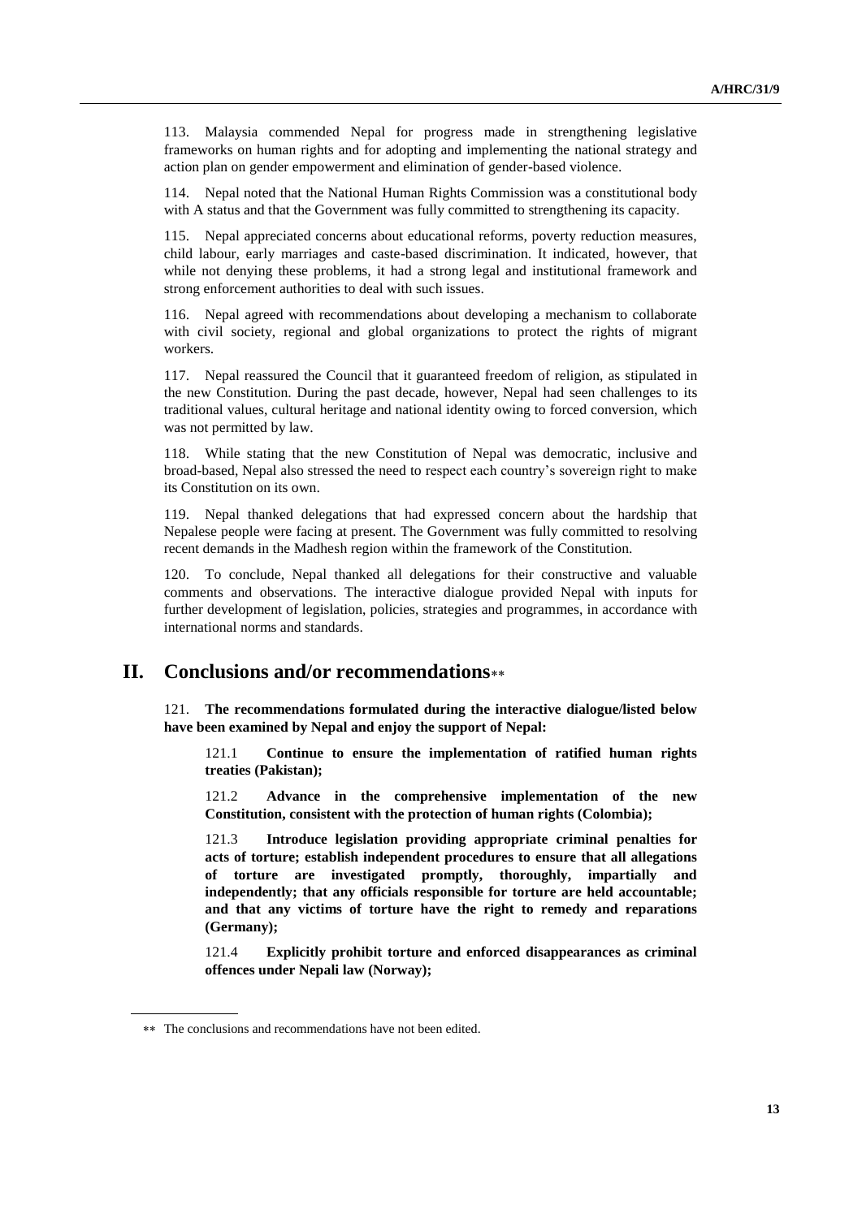113. Malaysia commended Nepal for progress made in strengthening legislative frameworks on human rights and for adopting and implementing the national strategy and action plan on gender empowerment and elimination of gender-based violence.

114. Nepal noted that the National Human Rights Commission was a constitutional body with A status and that the Government was fully committed to strengthening its capacity.

115. Nepal appreciated concerns about educational reforms, poverty reduction measures, child labour, early marriages and caste-based discrimination. It indicated, however, that while not denying these problems, it had a strong legal and institutional framework and strong enforcement authorities to deal with such issues.

116. Nepal agreed with recommendations about developing a mechanism to collaborate with civil society, regional and global organizations to protect the rights of migrant workers.

117. Nepal reassured the Council that it guaranteed freedom of religion, as stipulated in the new Constitution. During the past decade, however, Nepal had seen challenges to its traditional values, cultural heritage and national identity owing to forced conversion, which was not permitted by law.

118. While stating that the new Constitution of Nepal was democratic, inclusive and broad-based, Nepal also stressed the need to respect each country's sovereign right to make its Constitution on its own.

119. Nepal thanked delegations that had expressed concern about the hardship that Nepalese people were facing at present. The Government was fully committed to resolving recent demands in the Madhesh region within the framework of the Constitution.

120. To conclude, Nepal thanked all delegations for their constructive and valuable comments and observations. The interactive dialogue provided Nepal with inputs for further development of legislation, policies, strategies and programmes, in accordance with international norms and standards.

## II. Conclusions and/or recommendations**

121. **The recommendations formulated during the interactive dialogue/listed below have been examined by Nepal and enjoy the support of Nepal:**

> 121.1 **Continue to ensure the implementation of ratified human rights treaties (Pakistan);**
>
> 121.2 **Advance in the comprehensive implementation of the new Constitution, consistent with the protection of human rights (Colombia);**
>
> 121.3 **Introduce legislation providing appropriate criminal penalties for acts of torture; establish independent procedures to ensure that all allegations of torture are investigated promptly, thoroughly, impartially and independently; that any officials responsible for torture are held accountable; and that any victims of torture have the right to remedy and reparations (Germany);**
>
> 121.4 **Explicitly prohibit torture and enforced disappearances as criminal offences under Nepali law (Norway);**

---

** The conclusions and recommendations have not been edited.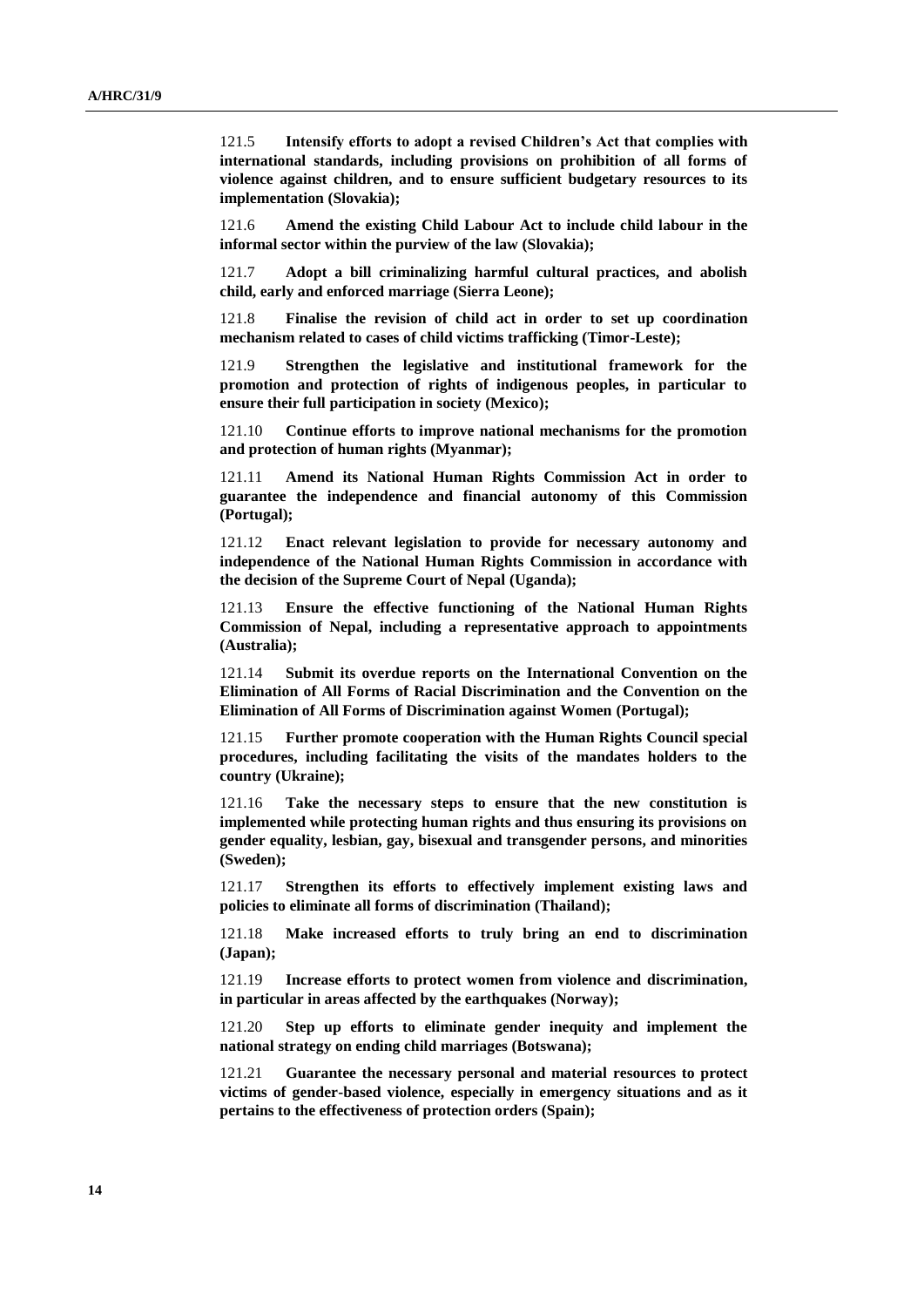121.5 **Intensify efforts to adopt a revised Children's Act that complies with international standards, including provisions on prohibition of all forms of violence against children, and to ensure sufficient budgetary resources to its implementation (Slovakia);**

121.6 **Amend the existing Child Labour Act to include child labour in the informal sector within the purview of the law (Slovakia);**

121.7 **Adopt a bill criminalizing harmful cultural practices, and abolish child, early and enforced marriage (Sierra Leone);**

121.8 **Finalise the revision of child act in order to set up coordination mechanism related to cases of child victims trafficking (Timor-Leste);**

121.9 **Strengthen the legislative and institutional framework for the promotion and protection of rights of indigenous peoples, in particular to ensure their full participation in society (Mexico);**

121.10 **Continue efforts to improve national mechanisms for the promotion and protection of human rights (Myanmar);**

121.11 **Amend its National Human Rights Commission Act in order to guarantee the independence and financial autonomy of this Commission (Portugal);**

121.12 **Enact relevant legislation to provide for necessary autonomy and independence of the National Human Rights Commission in accordance with the decision of the Supreme Court of Nepal (Uganda);**

121.13 **Ensure the effective functioning of the National Human Rights Commission of Nepal, including a representative approach to appointments (Australia);**

121.14 **Submit its overdue reports on the International Convention on the Elimination of All Forms of Racial Discrimination and the Convention on the Elimination of All Forms of Discrimination against Women (Portugal);**

121.15 **Further promote cooperation with the Human Rights Council special procedures, including facilitating the visits of the mandates holders to the country (Ukraine);**

121.16 **Take the necessary steps to ensure that the new constitution is implemented while protecting human rights and thus ensuring its provisions on gender equality, lesbian, gay, bisexual and transgender persons, and minorities (Sweden);**

121.17 **Strengthen its efforts to effectively implement existing laws and policies to eliminate all forms of discrimination (Thailand);**

121.18 **Make increased efforts to truly bring an end to discrimination (Japan);**

121.19 **Increase efforts to protect women from violence and discrimination, in particular in areas affected by the earthquakes (Norway);**

121.20 **Step up efforts to eliminate gender inequity and implement the national strategy on ending child marriages (Botswana);**

121.21 **Guarantee the necessary personal and material resources to protect victims of gender-based violence, especially in emergency situations and as it pertains to the effectiveness of protection orders (Spain);**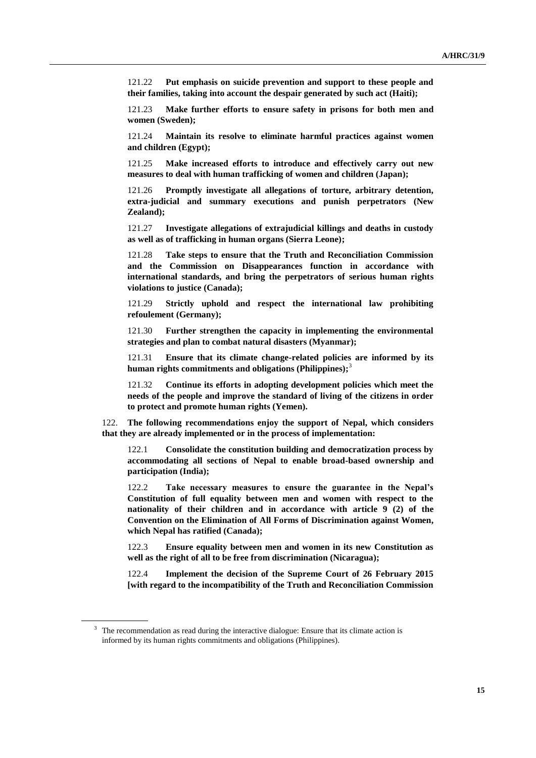121.22 **Put emphasis on suicide prevention and support to these people and their families, taking into account the despair generated by such act (Haiti);**

121.23 **Make further efforts to ensure safety in prisons for both men and women (Sweden);**

121.24 **Maintain its resolve to eliminate harmful practices against women and children (Egypt);**

121.25 **Make increased efforts to introduce and effectively carry out new measures to deal with human trafficking of women and children (Japan);**

121.26 **Promptly investigate all allegations of torture, arbitrary detention, extra-judicial and summary executions and punish perpetrators (New Zealand);**

121.27 **Investigate allegations of extrajudicial killings and deaths in custody as well as of trafficking in human organs (Sierra Leone);**

121.28 **Take steps to ensure that the Truth and Reconciliation Commission and the Commission on Disappearances function in accordance with international standards, and bring the perpetrators of serious human rights violations to justice (Canada);**

121.29 **Strictly uphold and respect the international law prohibiting refoulement (Germany);**

121.30 **Further strengthen the capacity in implementing the environmental strategies and plan to combat natural disasters (Myanmar);**

121.31 **Ensure that its climate change-related policies are informed by its human rights commitments and obligations (Philippines);**[3]

121.32 **Continue its efforts in adopting development policies which meet the needs of the people and improve the standard of living of the citizens in order to protect and promote human rights (Yemen).**

122. **The following recommendations enjoy the support of Nepal, which considers that they are already implemented or in the process of implementation:**

122.1 **Consolidate the constitution building and democratization process by accommodating all sections of Nepal to enable broad-based ownership and participation (India);**

122.2 **Take necessary measures to ensure the guarantee in the Nepal's Constitution of full equality between men and women with respect to the nationality of their children and in accordance with article 9 (2) of the Convention on the Elimination of All Forms of Discrimination against Women, which Nepal has ratified (Canada);**

122.3 **Ensure equality between men and women in its new Constitution as well as the right of all to be free from discrimination (Nicaragua);**

122.4 **Implement the decision of the Supreme Court of 26 February 2015 [with regard to the incompatibility of the Truth and Reconciliation Commission**

[3] The recommendation as read during the interactive dialogue: Ensure that its climate action is informed by its human rights commitments and obligations (Philippines).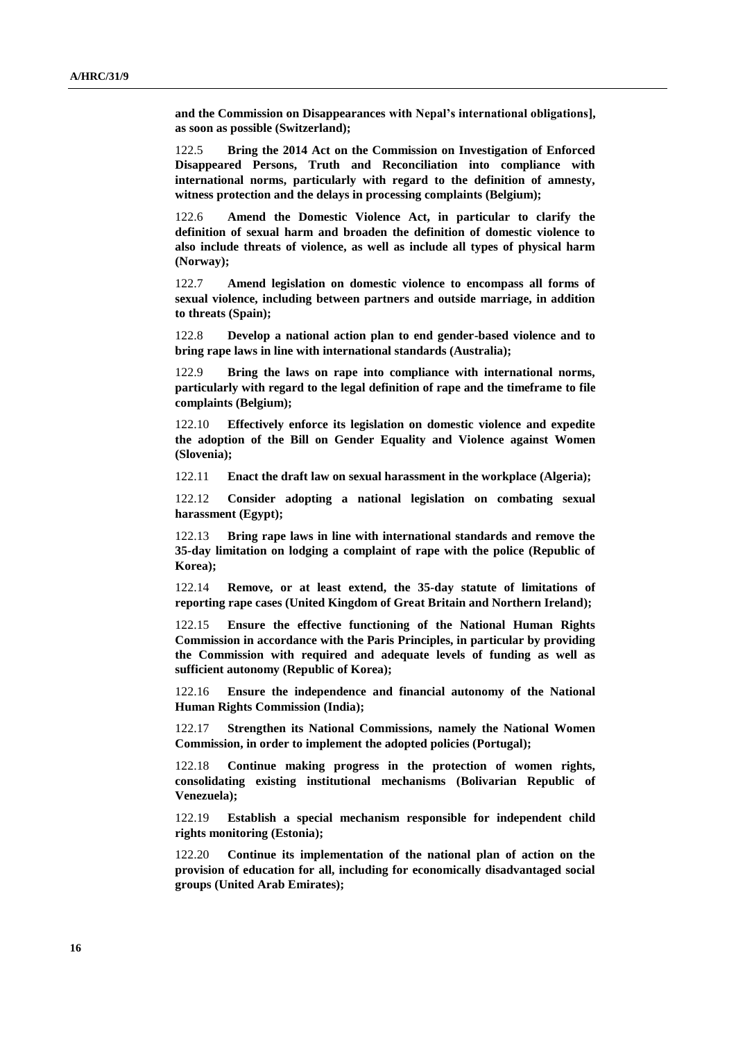**and the Commission on Disappearances with Nepal's international obligations], as soon as possible (Switzerland);**

122.5 **Bring the 2014 Act on the Commission on Investigation of Enforced Disappeared Persons, Truth and Reconciliation into compliance with international norms, particularly with regard to the definition of amnesty, witness protection and the delays in processing complaints (Belgium);**

122.6 **Amend the Domestic Violence Act, in particular to clarify the definition of sexual harm and broaden the definition of domestic violence to also include threats of violence, as well as include all types of physical harm (Norway);**

122.7 **Amend legislation on domestic violence to encompass all forms of sexual violence, including between partners and outside marriage, in addition to threats (Spain);**

122.8 **Develop a national action plan to end gender-based violence and to bring rape laws in line with international standards (Australia);**

122.9 **Bring the laws on rape into compliance with international norms, particularly with regard to the legal definition of rape and the timeframe to file complaints (Belgium);**

122.10 **Effectively enforce its legislation on domestic violence and expedite the adoption of the Bill on Gender Equality and Violence against Women (Slovenia);**

122.11 **Enact the draft law on sexual harassment in the workplace (Algeria);**

122.12 **Consider adopting a national legislation on combating sexual harassment (Egypt);**

122.13 **Bring rape laws in line with international standards and remove the 35-day limitation on lodging a complaint of rape with the police (Republic of Korea);**

122.14 **Remove, or at least extend, the 35-day statute of limitations of reporting rape cases (United Kingdom of Great Britain and Northern Ireland);**

122.15 **Ensure the effective functioning of the National Human Rights Commission in accordance with the Paris Principles, in particular by providing the Commission with required and adequate levels of funding as well as sufficient autonomy (Republic of Korea);**

122.16 **Ensure the independence and financial autonomy of the National Human Rights Commission (India);**

122.17 **Strengthen its National Commissions, namely the National Women Commission, in order to implement the adopted policies (Portugal);**

122.18 **Continue making progress in the protection of women rights, consolidating existing institutional mechanisms (Bolivarian Republic of Venezuela);**

122.19 **Establish a special mechanism responsible for independent child rights monitoring (Estonia);**

122.20 **Continue its implementation of the national plan of action on the provision of education for all, including for economically disadvantaged social groups (United Arab Emirates);**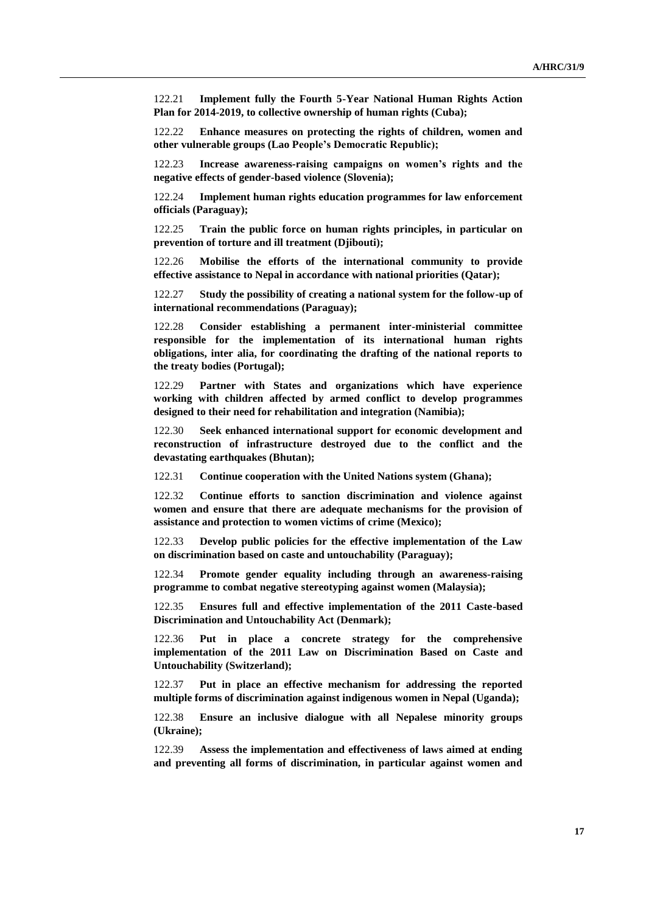122.21 **Implement fully the Fourth 5-Year National Human Rights Action Plan for 2014-2019, to collective ownership of human rights (Cuba);**

122.22 **Enhance measures on protecting the rights of children, women and other vulnerable groups (Lao People's Democratic Republic);**

122.23 **Increase awareness-raising campaigns on women's rights and the negative effects of gender-based violence (Slovenia);**

122.24 **Implement human rights education programmes for law enforcement officials (Paraguay);**

122.25 **Train the public force on human rights principles, in particular on prevention of torture and ill treatment (Djibouti);**

122.26 **Mobilise the efforts of the international community to provide effective assistance to Nepal in accordance with national priorities (Qatar);**

122.27 **Study the possibility of creating a national system for the follow-up of international recommendations (Paraguay);**

122.28 **Consider establishing a permanent inter-ministerial committee responsible for the implementation of its international human rights obligations, inter alia, for coordinating the drafting of the national reports to the treaty bodies (Portugal);**

122.29 **Partner with States and organizations which have experience working with children affected by armed conflict to develop programmes designed to their need for rehabilitation and integration (Namibia);**

122.30 **Seek enhanced international support for economic development and reconstruction of infrastructure destroyed due to the conflict and the devastating earthquakes (Bhutan);**

122.31 **Continue cooperation with the United Nations system (Ghana);**

122.32 **Continue efforts to sanction discrimination and violence against women and ensure that there are adequate mechanisms for the provision of assistance and protection to women victims of crime (Mexico);**

122.33 **Develop public policies for the effective implementation of the Law on discrimination based on caste and untouchability (Paraguay);**

122.34 **Promote gender equality including through an awareness-raising programme to combat negative stereotyping against women (Malaysia);**

122.35 **Ensures full and effective implementation of the 2011 Caste-based Discrimination and Untouchability Act (Denmark);**

122.36 **Put in place a concrete strategy for the comprehensive implementation of the 2011 Law on Discrimination Based on Caste and Untouchability (Switzerland);**

122.37 **Put in place an effective mechanism for addressing the reported multiple forms of discrimination against indigenous women in Nepal (Uganda);**

122.38 **Ensure an inclusive dialogue with all Nepalese minority groups (Ukraine);**

122.39 **Assess the implementation and effectiveness of laws aimed at ending and preventing all forms of discrimination, in particular against women and**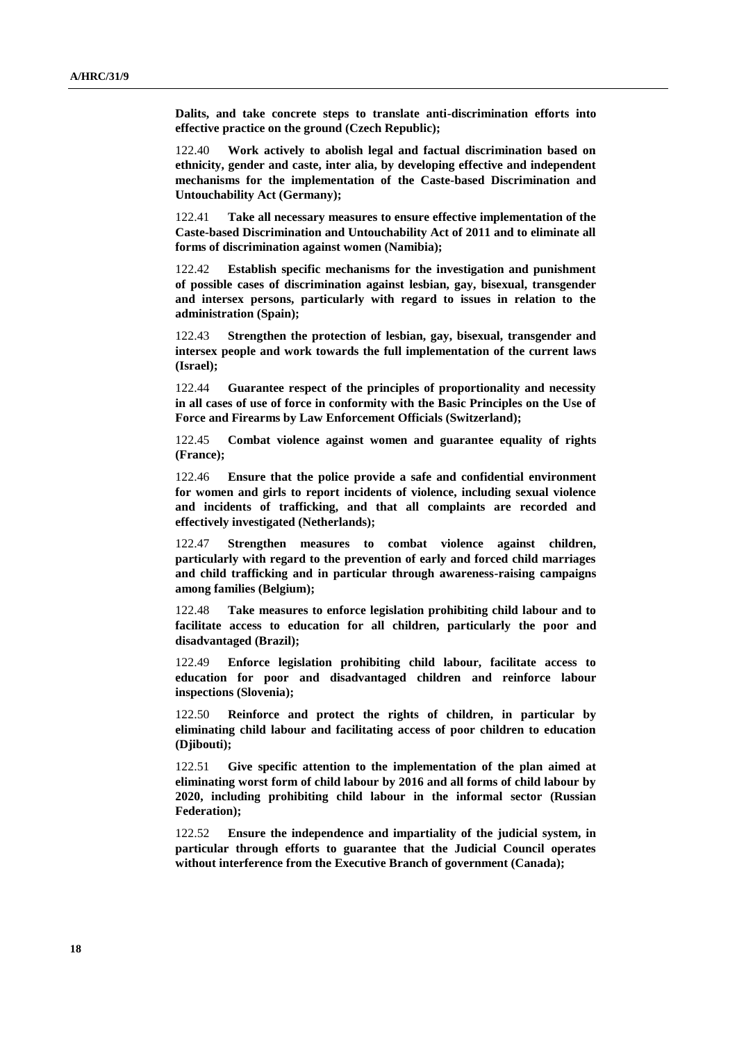**Dalits, and take concrete steps to translate anti-discrimination efforts into effective practice on the ground (Czech Republic);**

122.40 **Work actively to abolish legal and factual discrimination based on ethnicity, gender and caste, inter alia, by developing effective and independent mechanisms for the implementation of the Caste-based Discrimination and Untouchability Act (Germany);**

122.41 **Take all necessary measures to ensure effective implementation of the Caste-based Discrimination and Untouchability Act of 2011 and to eliminate all forms of discrimination against women (Namibia);**

122.42 **Establish specific mechanisms for the investigation and punishment of possible cases of discrimination against lesbian, gay, bisexual, transgender and intersex persons, particularly with regard to issues in relation to the administration (Spain);**

122.43 **Strengthen the protection of lesbian, gay, bisexual, transgender and intersex people and work towards the full implementation of the current laws (Israel);**

122.44 **Guarantee respect of the principles of proportionality and necessity in all cases of use of force in conformity with the Basic Principles on the Use of Force and Firearms by Law Enforcement Officials (Switzerland);**

122.45 **Combat violence against women and guarantee equality of rights (France);**

122.46 **Ensure that the police provide a safe and confidential environment for women and girls to report incidents of violence, including sexual violence and incidents of trafficking, and that all complaints are recorded and effectively investigated (Netherlands);**

122.47 **Strengthen measures to combat violence against children, particularly with regard to the prevention of early and forced child marriages and child trafficking and in particular through awareness-raising campaigns among families (Belgium);**

122.48 **Take measures to enforce legislation prohibiting child labour and to facilitate access to education for all children, particularly the poor and disadvantaged (Brazil);**

122.49 **Enforce legislation prohibiting child labour, facilitate access to education for poor and disadvantaged children and reinforce labour inspections (Slovenia);**

122.50 **Reinforce and protect the rights of children, in particular by eliminating child labour and facilitating access of poor children to education (Djibouti);**

122.51 **Give specific attention to the implementation of the plan aimed at eliminating worst form of child labour by 2016 and all forms of child labour by 2020, including prohibiting child labour in the informal sector (Russian Federation);**

122.52 **Ensure the independence and impartiality of the judicial system, in particular through efforts to guarantee that the Judicial Council operates without interference from the Executive Branch of government (Canada);**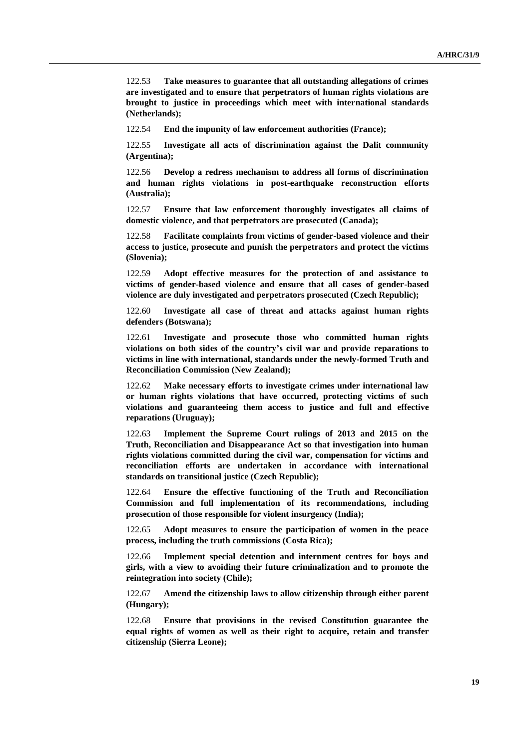122.53 **Take measures to guarantee that all outstanding allegations of crimes are investigated and to ensure that perpetrators of human rights violations are brought to justice in proceedings which meet with international standards (Netherlands);**

122.54 **End the impunity of law enforcement authorities (France);**

122.55 **Investigate all acts of discrimination against the Dalit community (Argentina);**

122.56 **Develop a redress mechanism to address all forms of discrimination and human rights violations in post-earthquake reconstruction efforts (Australia);**

122.57 **Ensure that law enforcement thoroughly investigates all claims of domestic violence, and that perpetrators are prosecuted (Canada);**

122.58 **Facilitate complaints from victims of gender-based violence and their access to justice, prosecute and punish the perpetrators and protect the victims (Slovenia);**

122.59 **Adopt effective measures for the protection of and assistance to victims of gender-based violence and ensure that all cases of gender-based violence are duly investigated and perpetrators prosecuted (Czech Republic);**

122.60 **Investigate all case of threat and attacks against human rights defenders (Botswana);**

122.61 **Investigate and prosecute those who committed human rights violations on both sides of the country's civil war and provide reparations to victims in line with international, standards under the newly-formed Truth and Reconciliation Commission (New Zealand);**

122.62 **Make necessary efforts to investigate crimes under international law or human rights violations that have occurred, protecting victims of such violations and guaranteeing them access to justice and full and effective reparations (Uruguay);**

122.63 **Implement the Supreme Court rulings of 2013 and 2015 on the Truth, Reconciliation and Disappearance Act so that investigation into human rights violations committed during the civil war, compensation for victims and reconciliation efforts are undertaken in accordance with international standards on transitional justice (Czech Republic);**

122.64 **Ensure the effective functioning of the Truth and Reconciliation Commission and full implementation of its recommendations, including prosecution of those responsible for violent insurgency (India);**

122.65 **Adopt measures to ensure the participation of women in the peace process, including the truth commissions (Costa Rica);**

122.66 **Implement special detention and internment centres for boys and girls, with a view to avoiding their future criminalization and to promote the reintegration into society (Chile);**

122.67 **Amend the citizenship laws to allow citizenship through either parent (Hungary);**

122.68 **Ensure that provisions in the revised Constitution guarantee the equal rights of women as well as their right to acquire, retain and transfer citizenship (Sierra Leone);**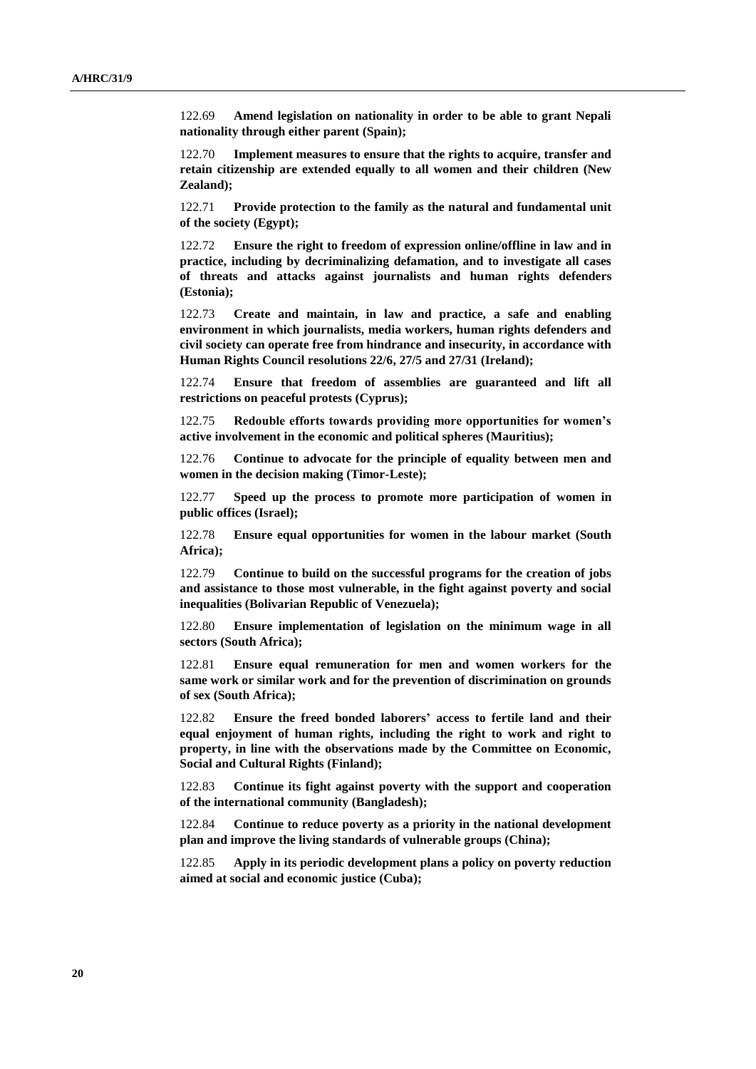122.69 **Amend legislation on nationality in order to be able to grant Nepali nationality through either parent (Spain);**

122.70 **Implement measures to ensure that the rights to acquire, transfer and retain citizenship are extended equally to all women and their children (New Zealand);**

122.71 **Provide protection to the family as the natural and fundamental unit of the society (Egypt);**

122.72 **Ensure the right to freedom of expression online/offline in law and in practice, including by decriminalizing defamation, and to investigate all cases of threats and attacks against journalists and human rights defenders (Estonia);**

122.73 **Create and maintain, in law and practice, a safe and enabling environment in which journalists, media workers, human rights defenders and civil society can operate free from hindrance and insecurity, in accordance with Human Rights Council resolutions 22/6, 27/5 and 27/31 (Ireland);**

122.74 **Ensure that freedom of assemblies are guaranteed and lift all restrictions on peaceful protests (Cyprus);**

122.75 **Redouble efforts towards providing more opportunities for women's active involvement in the economic and political spheres (Mauritius);**

122.76 **Continue to advocate for the principle of equality between men and women in the decision making (Timor-Leste);**

122.77 **Speed up the process to promote more participation of women in public offices (Israel);**

122.78 **Ensure equal opportunities for women in the labour market (South Africa);**

122.79 **Continue to build on the successful programs for the creation of jobs and assistance to those most vulnerable, in the fight against poverty and social inequalities (Bolivarian Republic of Venezuela);**

122.80 **Ensure implementation of legislation on the minimum wage in all sectors (South Africa);**

122.81 **Ensure equal remuneration for men and women workers for the same work or similar work and for the prevention of discrimination on grounds of sex (South Africa);**

122.82 **Ensure the freed bonded laborers' access to fertile land and their equal enjoyment of human rights, including the right to work and right to property, in line with the observations made by the Committee on Economic, Social and Cultural Rights (Finland);**

122.83 **Continue its fight against poverty with the support and cooperation of the international community (Bangladesh);**

122.84 **Continue to reduce poverty as a priority in the national development plan and improve the living standards of vulnerable groups (China);**

122.85 **Apply in its periodic development plans a policy on poverty reduction aimed at social and economic justice (Cuba);**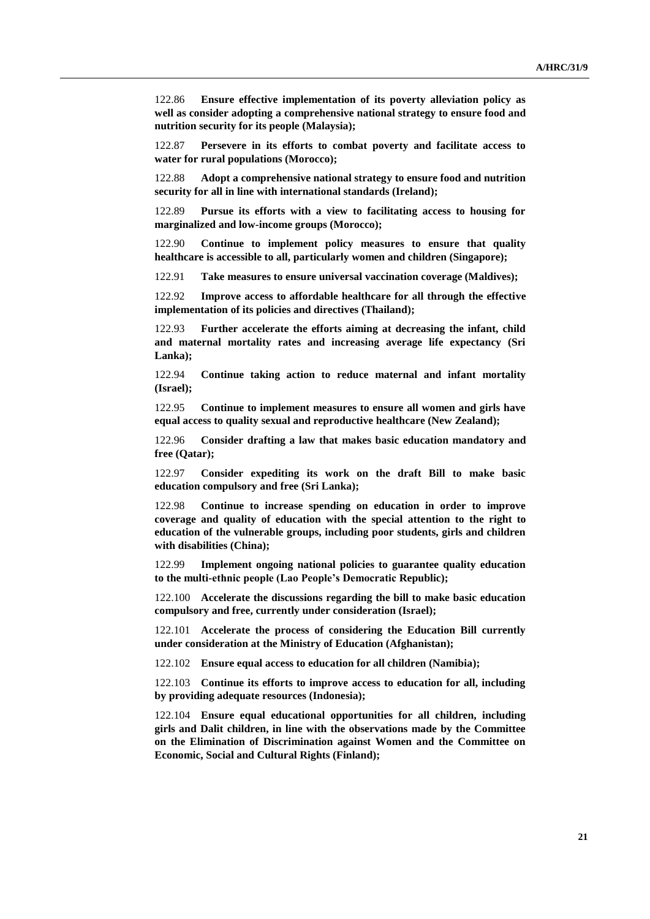122.86 **Ensure effective implementation of its poverty alleviation policy as well as consider adopting a comprehensive national strategy to ensure food and nutrition security for its people (Malaysia);**

122.87 **Persevere in its efforts to combat poverty and facilitate access to water for rural populations (Morocco);**

122.88 **Adopt a comprehensive national strategy to ensure food and nutrition security for all in line with international standards (Ireland);**

122.89 **Pursue its efforts with a view to facilitating access to housing for marginalized and low-income groups (Morocco);**

122.90 **Continue to implement policy measures to ensure that quality healthcare is accessible to all, particularly women and children (Singapore);**

122.91 **Take measures to ensure universal vaccination coverage (Maldives);**

122.92 **Improve access to affordable healthcare for all through the effective implementation of its policies and directives (Thailand);**

122.93 **Further accelerate the efforts aiming at decreasing the infant, child and maternal mortality rates and increasing average life expectancy (Sri Lanka);**

122.94 **Continue taking action to reduce maternal and infant mortality (Israel);**

122.95 **Continue to implement measures to ensure all women and girls have equal access to quality sexual and reproductive healthcare (New Zealand);**

122.96 **Consider drafting a law that makes basic education mandatory and free (Qatar);**

122.97 **Consider expediting its work on the draft Bill to make basic education compulsory and free (Sri Lanka);**

122.98 **Continue to increase spending on education in order to improve coverage and quality of education with the special attention to the right to education of the vulnerable groups, including poor students, girls and children with disabilities (China);**

122.99 **Implement ongoing national policies to guarantee quality education to the multi-ethnic people (Lao People's Democratic Republic);**

122.100 **Accelerate the discussions regarding the bill to make basic education compulsory and free, currently under consideration (Israel);**

122.101 **Accelerate the process of considering the Education Bill currently under consideration at the Ministry of Education (Afghanistan);**

122.102 **Ensure equal access to education for all children (Namibia);**

122.103 **Continue its efforts to improve access to education for all, including by providing adequate resources (Indonesia);**

122.104 **Ensure equal educational opportunities for all children, including girls and Dalit children, in line with the observations made by the Committee on the Elimination of Discrimination against Women and the Committee on Economic, Social and Cultural Rights (Finland);**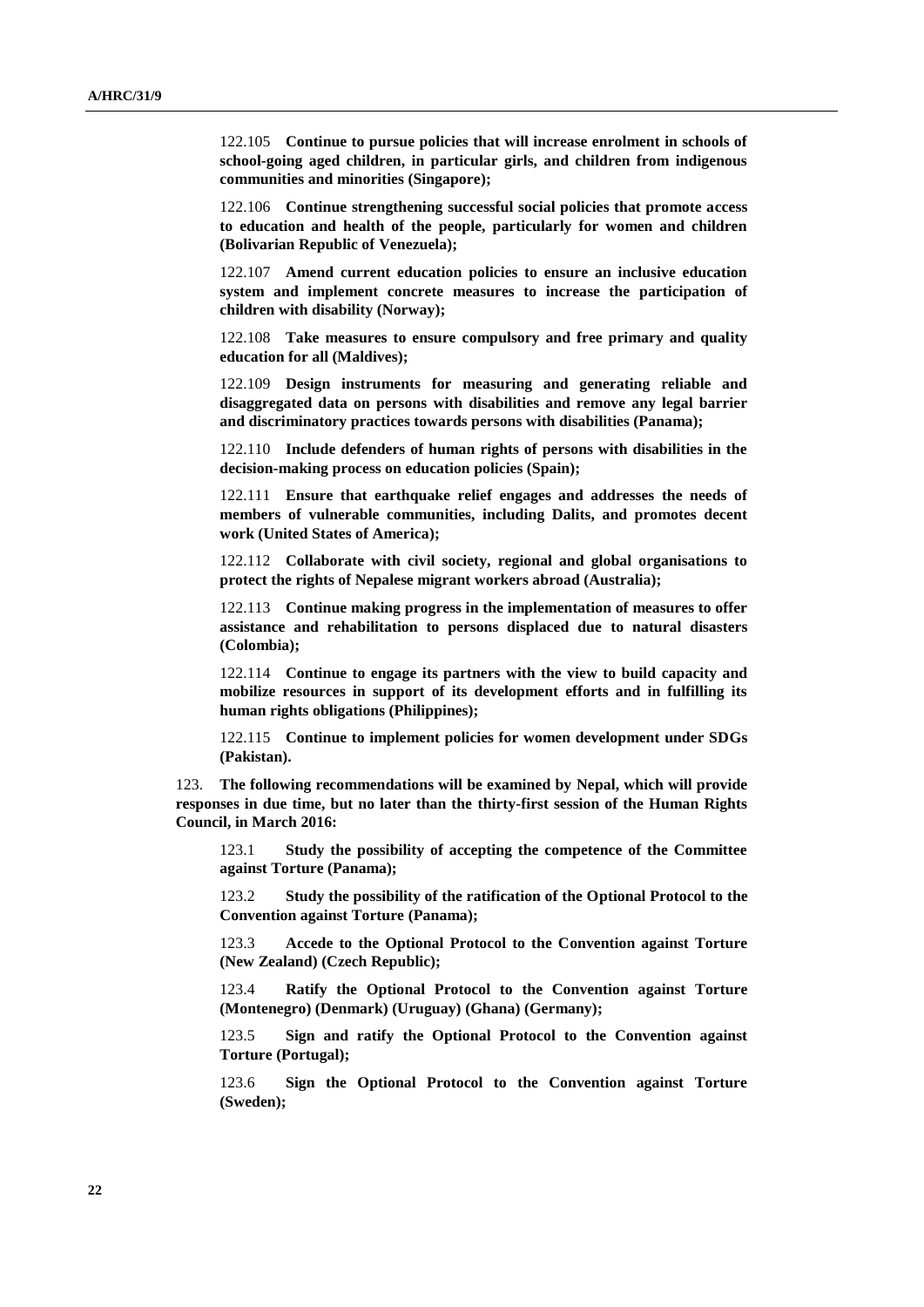122.105 **Continue to pursue policies that will increase enrolment in schools of school-going aged children, in particular girls, and children from indigenous communities and minorities (Singapore);**

122.106 **Continue strengthening successful social policies that promote access to education and health of the people, particularly for women and children (Bolivarian Republic of Venezuela);**

122.107 **Amend current education policies to ensure an inclusive education system and implement concrete measures to increase the participation of children with disability (Norway);**

122.108 **Take measures to ensure compulsory and free primary and quality education for all (Maldives);**

122.109 **Design instruments for measuring and generating reliable and disaggregated data on persons with disabilities and remove any legal barrier and discriminatory practices towards persons with disabilities (Panama);**

122.110 **Include defenders of human rights of persons with disabilities in the decision-making process on education policies (Spain);**

122.111 **Ensure that earthquake relief engages and addresses the needs of members of vulnerable communities, including Dalits, and promotes decent work (United States of America);**

122.112 **Collaborate with civil society, regional and global organisations to protect the rights of Nepalese migrant workers abroad (Australia);**

122.113 **Continue making progress in the implementation of measures to offer assistance and rehabilitation to persons displaced due to natural disasters (Colombia);**

122.114 **Continue to engage its partners with the view to build capacity and mobilize resources in support of its development efforts and in fulfilling its human rights obligations (Philippines);**

122.115 **Continue to implement policies for women development under SDGs (Pakistan).**

123. **The following recommendations will be examined by Nepal, which will provide responses in due time, but no later than the thirty-first session of the Human Rights Council, in March 2016:**

123.1 **Study the possibility of accepting the competence of the Committee against Torture (Panama);**

123.2 **Study the possibility of the ratification of the Optional Protocol to the Convention against Torture (Panama);**

123.3 **Accede to the Optional Protocol to the Convention against Torture (New Zealand) (Czech Republic);**

123.4 **Ratify the Optional Protocol to the Convention against Torture (Montenegro) (Denmark) (Uruguay) (Ghana) (Germany);**

123.5 **Sign and ratify the Optional Protocol to the Convention against Torture (Portugal);**

123.6 **Sign the Optional Protocol to the Convention against Torture (Sweden);**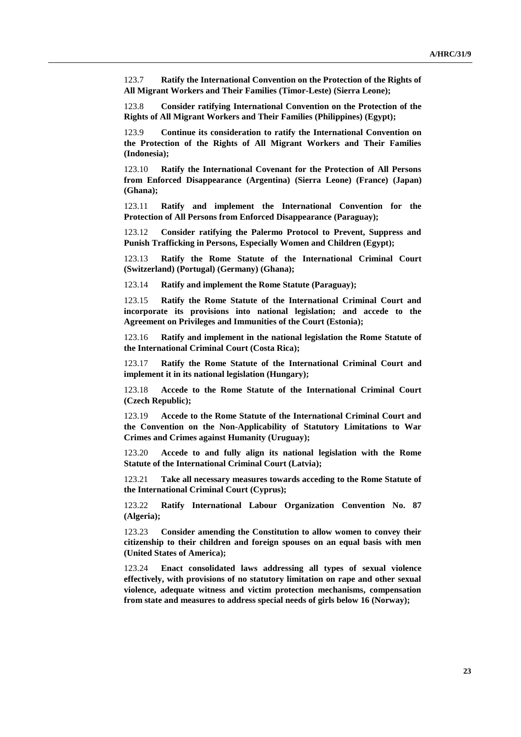123.7 **Ratify the International Convention on the Protection of the Rights of All Migrant Workers and Their Families (Timor-Leste) (Sierra Leone);**

123.8 **Consider ratifying International Convention on the Protection of the Rights of All Migrant Workers and Their Families (Philippines) (Egypt);**

123.9 **Continue its consideration to ratify the International Convention on the Protection of the Rights of All Migrant Workers and Their Families (Indonesia);**

123.10 **Ratify the International Covenant for the Protection of All Persons from Enforced Disappearance (Argentina) (Sierra Leone) (France) (Japan) (Ghana);**

123.11 **Ratify and implement the International Convention for the Protection of All Persons from Enforced Disappearance (Paraguay);**

123.12 **Consider ratifying the Palermo Protocol to Prevent, Suppress and Punish Trafficking in Persons, Especially Women and Children (Egypt);**

123.13 **Ratify the Rome Statute of the International Criminal Court (Switzerland) (Portugal) (Germany) (Ghana);**

123.14 **Ratify and implement the Rome Statute (Paraguay);**

123.15 **Ratify the Rome Statute of the International Criminal Court and incorporate its provisions into national legislation; and accede to the Agreement on Privileges and Immunities of the Court (Estonia);**

123.16 **Ratify and implement in the national legislation the Rome Statute of the International Criminal Court (Costa Rica);**

123.17 **Ratify the Rome Statute of the International Criminal Court and implement it in its national legislation (Hungary);**

123.18 **Accede to the Rome Statute of the International Criminal Court (Czech Republic);**

123.19 **Accede to the Rome Statute of the International Criminal Court and the Convention on the Non-Applicability of Statutory Limitations to War Crimes and Crimes against Humanity (Uruguay);**

123.20 **Accede to and fully align its national legislation with the Rome Statute of the International Criminal Court (Latvia);**

123.21 **Take all necessary measures towards acceding to the Rome Statute of the International Criminal Court (Cyprus);**

123.22 **Ratify International Labour Organization Convention No. 87 (Algeria);**

123.23 **Consider amending the Constitution to allow women to convey their citizenship to their children and foreign spouses on an equal basis with men (United States of America);**

123.24 **Enact consolidated laws addressing all types of sexual violence effectively, with provisions of no statutory limitation on rape and other sexual violence, adequate witness and victim protection mechanisms, compensation from state and measures to address special needs of girls below 16 (Norway);**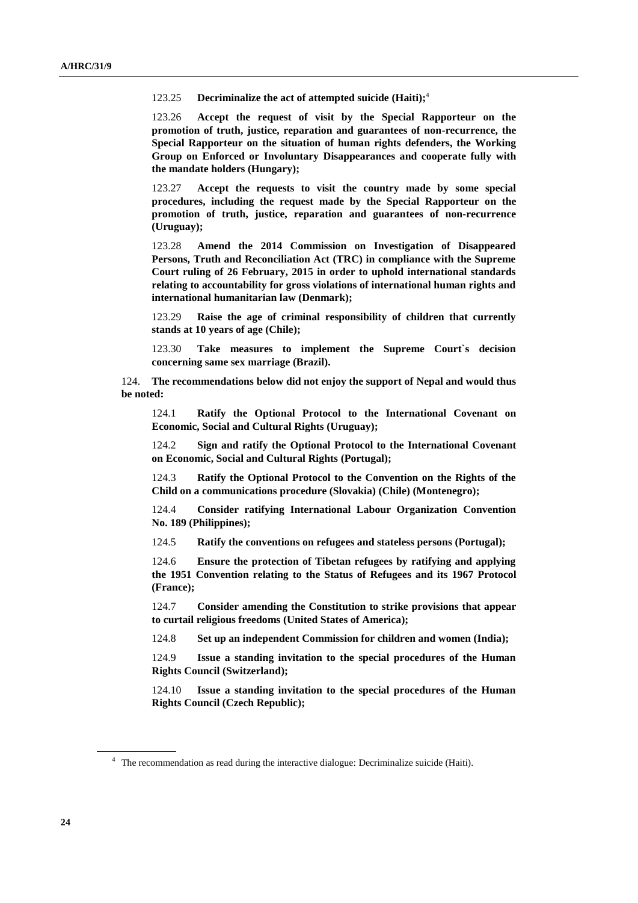123.25 **Decriminalize the act of attempted suicide (Haiti);**[4]

123.26 **Accept the request of visit by the Special Rapporteur on the promotion of truth, justice, reparation and guarantees of non-recurrence, the Special Rapporteur on the situation of human rights defenders, the Working Group on Enforced or Involuntary Disappearances and cooperate fully with the mandate holders (Hungary);**

123.27 **Accept the requests to visit the country made by some special procedures, including the request made by the Special Rapporteur on the promotion of truth, justice, reparation and guarantees of non-recurrence (Uruguay);**

123.28 **Amend the 2014 Commission on Investigation of Disappeared Persons, Truth and Reconciliation Act (TRC) in compliance with the Supreme Court ruling of 26 February, 2015 in order to uphold international standards relating to accountability for gross violations of international human rights and international humanitarian law (Denmark);**

123.29 **Raise the age of criminal responsibility of children that currently stands at 10 years of age (Chile);**

123.30 **Take measures to implement the Supreme Court`s decision concerning same sex marriage (Brazil).**

124. **The recommendations below did not enjoy the support of Nepal and would thus be noted:**

124.1 **Ratify the Optional Protocol to the International Covenant on Economic, Social and Cultural Rights (Uruguay);**

124.2 **Sign and ratify the Optional Protocol to the International Covenant on Economic, Social and Cultural Rights (Portugal);**

124.3 **Ratify the Optional Protocol to the Convention on the Rights of the Child on a communications procedure (Slovakia) (Chile) (Montenegro);**

124.4 **Consider ratifying International Labour Organization Convention No. 189 (Philippines);**

124.5 **Ratify the conventions on refugees and stateless persons (Portugal);**

124.6 **Ensure the protection of Tibetan refugees by ratifying and applying the 1951 Convention relating to the Status of Refugees and its 1967 Protocol (France);**

124.7 **Consider amending the Constitution to strike provisions that appear to curtail religious freedoms (United States of America);**

124.8 **Set up an independent Commission for children and women (India);**

124.9 **Issue a standing invitation to the special procedures of the Human Rights Council (Switzerland);**

124.10 **Issue a standing invitation to the special procedures of the Human Rights Council (Czech Republic);**

[4] The recommendation as read during the interactive dialogue: Decriminalize suicide (Haiti).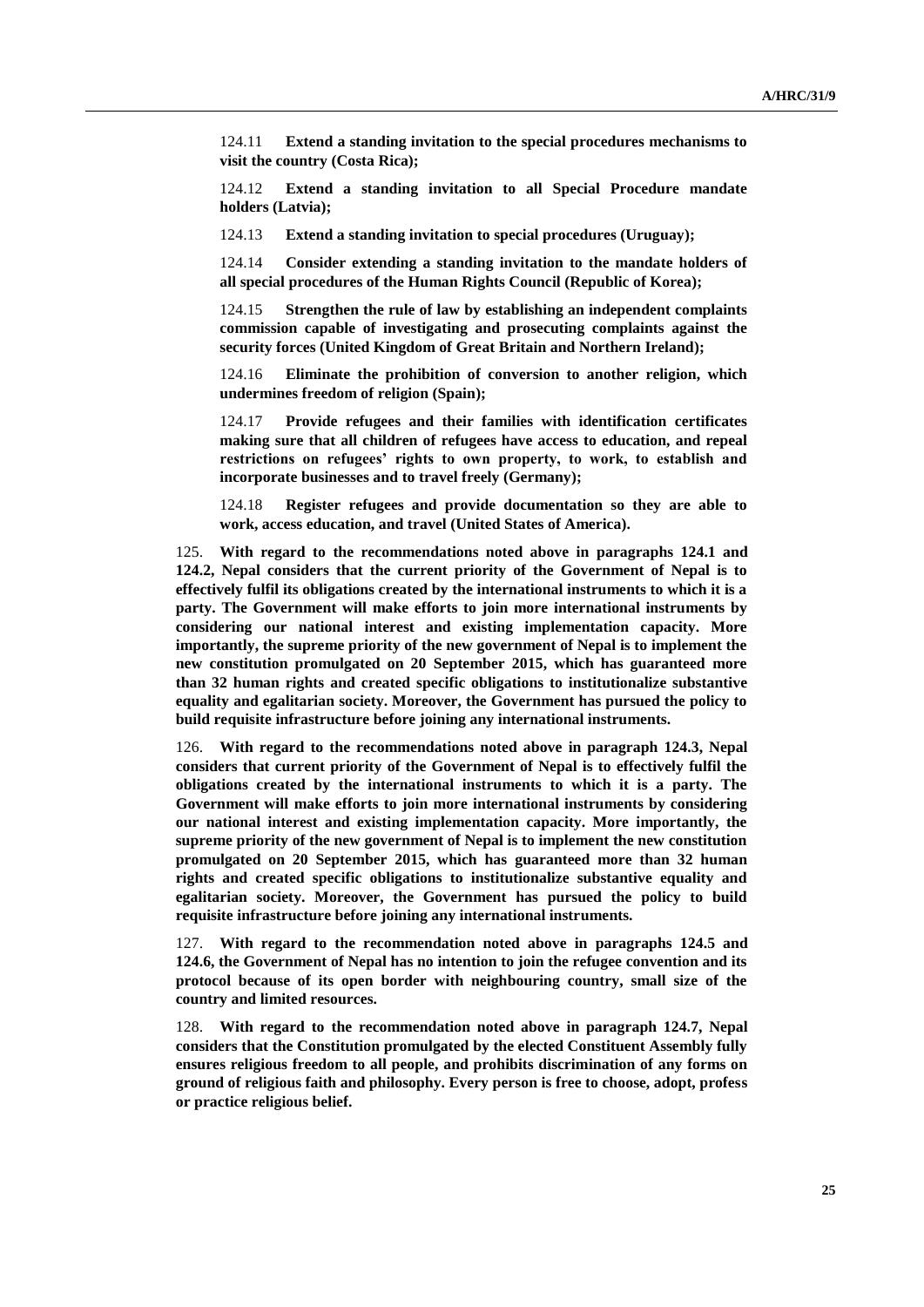124.11 **Extend a standing invitation to the special procedures mechanisms to visit the country (Costa Rica);**

124.12 **Extend a standing invitation to all Special Procedure mandate holders (Latvia);**

124.13 **Extend a standing invitation to special procedures (Uruguay);**

124.14 **Consider extending a standing invitation to the mandate holders of all special procedures of the Human Rights Council (Republic of Korea);**

124.15 **Strengthen the rule of law by establishing an independent complaints commission capable of investigating and prosecuting complaints against the security forces (United Kingdom of Great Britain and Northern Ireland);**

124.16 **Eliminate the prohibition of conversion to another religion, which undermines freedom of religion (Spain);**

124.17 **Provide refugees and their families with identification certificates making sure that all children of refugees have access to education, and repeal restrictions on refugees' rights to own property, to work, to establish and incorporate businesses and to travel freely (Germany);**

124.18 **Register refugees and provide documentation so they are able to work, access education, and travel (United States of America).**

125. **With regard to the recommendations noted above in paragraphs 124.1 and 124.2, Nepal considers that the current priority of the Government of Nepal is to effectively fulfil its obligations created by the international instruments to which it is a party. The Government will make efforts to join more international instruments by considering our national interest and existing implementation capacity. More importantly, the supreme priority of the new government of Nepal is to implement the new constitution promulgated on 20 September 2015, which has guaranteed more than 32 human rights and created specific obligations to institutionalize substantive equality and egalitarian society. Moreover, the Government has pursued the policy to build requisite infrastructure before joining any international instruments.**

126. **With regard to the recommendations noted above in paragraph 124.3, Nepal considers that current priority of the Government of Nepal is to effectively fulfil the obligations created by the international instruments to which it is a party. The Government will make efforts to join more international instruments by considering our national interest and existing implementation capacity. More importantly, the supreme priority of the new government of Nepal is to implement the new constitution promulgated on 20 September 2015, which has guaranteed more than 32 human rights and created specific obligations to institutionalize substantive equality and egalitarian society. Moreover, the Government has pursued the policy to build requisite infrastructure before joining any international instruments.**

127. **With regard to the recommendation noted above in paragraphs 124.5 and 124.6, the Government of Nepal has no intention to join the refugee convention and its protocol because of its open border with neighbouring country, small size of the country and limited resources.**

128. **With regard to the recommendation noted above in paragraph 124.7, Nepal considers that the Constitution promulgated by the elected Constituent Assembly fully ensures religious freedom to all people, and prohibits discrimination of any forms on ground of religious faith and philosophy. Every person is free to choose, adopt, profess or practice religious belief.**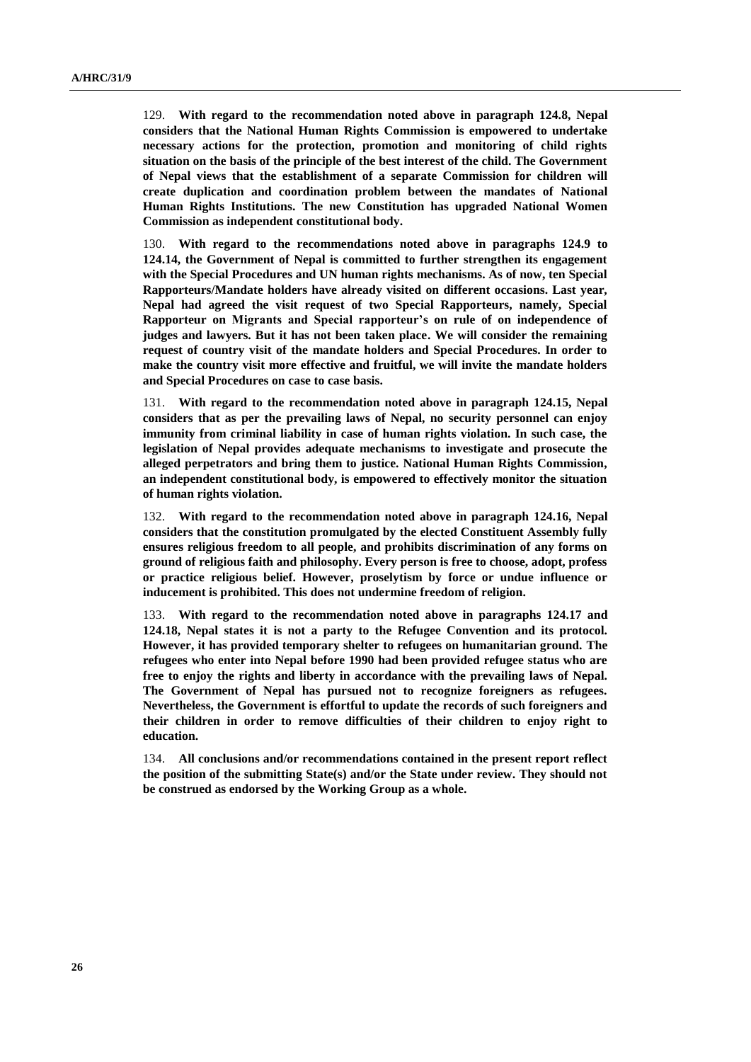129. **With regard to the recommendation noted above in paragraph 124.8, Nepal considers that the National Human Rights Commission is empowered to undertake necessary actions for the protection, promotion and monitoring of child rights situation on the basis of the principle of the best interest of the child. The Government of Nepal views that the establishment of a separate Commission for children will create duplication and coordination problem between the mandates of National Human Rights Institutions. The new Constitution has upgraded National Women Commission as independent constitutional body.**

130. **With regard to the recommendations noted above in paragraphs 124.9 to 124.14, the Government of Nepal is committed to further strengthen its engagement with the Special Procedures and UN human rights mechanisms. As of now, ten Special Rapporteurs/Mandate holders have already visited on different occasions. Last year, Nepal had agreed the visit request of two Special Rapporteurs, namely, Special Rapporteur on Migrants and Special rapporteur's on rule of on independence of judges and lawyers. But it has not been taken place. We will consider the remaining request of country visit of the mandate holders and Special Procedures. In order to make the country visit more effective and fruitful, we will invite the mandate holders and Special Procedures on case to case basis.**

131. **With regard to the recommendation noted above in paragraph 124.15, Nepal considers that as per the prevailing laws of Nepal, no security personnel can enjoy immunity from criminal liability in case of human rights violation. In such case, the legislation of Nepal provides adequate mechanisms to investigate and prosecute the alleged perpetrators and bring them to justice. National Human Rights Commission, an independent constitutional body, is empowered to effectively monitor the situation of human rights violation.**

132. **With regard to the recommendation noted above in paragraph 124.16, Nepal considers that the constitution promulgated by the elected Constituent Assembly fully ensures religious freedom to all people, and prohibits discrimination of any forms on ground of religious faith and philosophy. Every person is free to choose, adopt, profess or practice religious belief. However, proselytism by force or undue influence or inducement is prohibited. This does not undermine freedom of religion.**

133. **With regard to the recommendation noted above in paragraphs 124.17 and 124.18, Nepal states it is not a party to the Refugee Convention and its protocol. However, it has provided temporary shelter to refugees on humanitarian ground. The refugees who enter into Nepal before 1990 had been provided refugee status who are free to enjoy the rights and liberty in accordance with the prevailing laws of Nepal. The Government of Nepal has pursued not to recognize foreigners as refugees. Nevertheless, the Government is effortful to update the records of such foreigners and their children in order to remove difficulties of their children to enjoy right to education.**

134. **All conclusions and/or recommendations contained in the present report reflect the position of the submitting State(s) and/or the State under review. They should not be construed as endorsed by the Working Group as a whole.**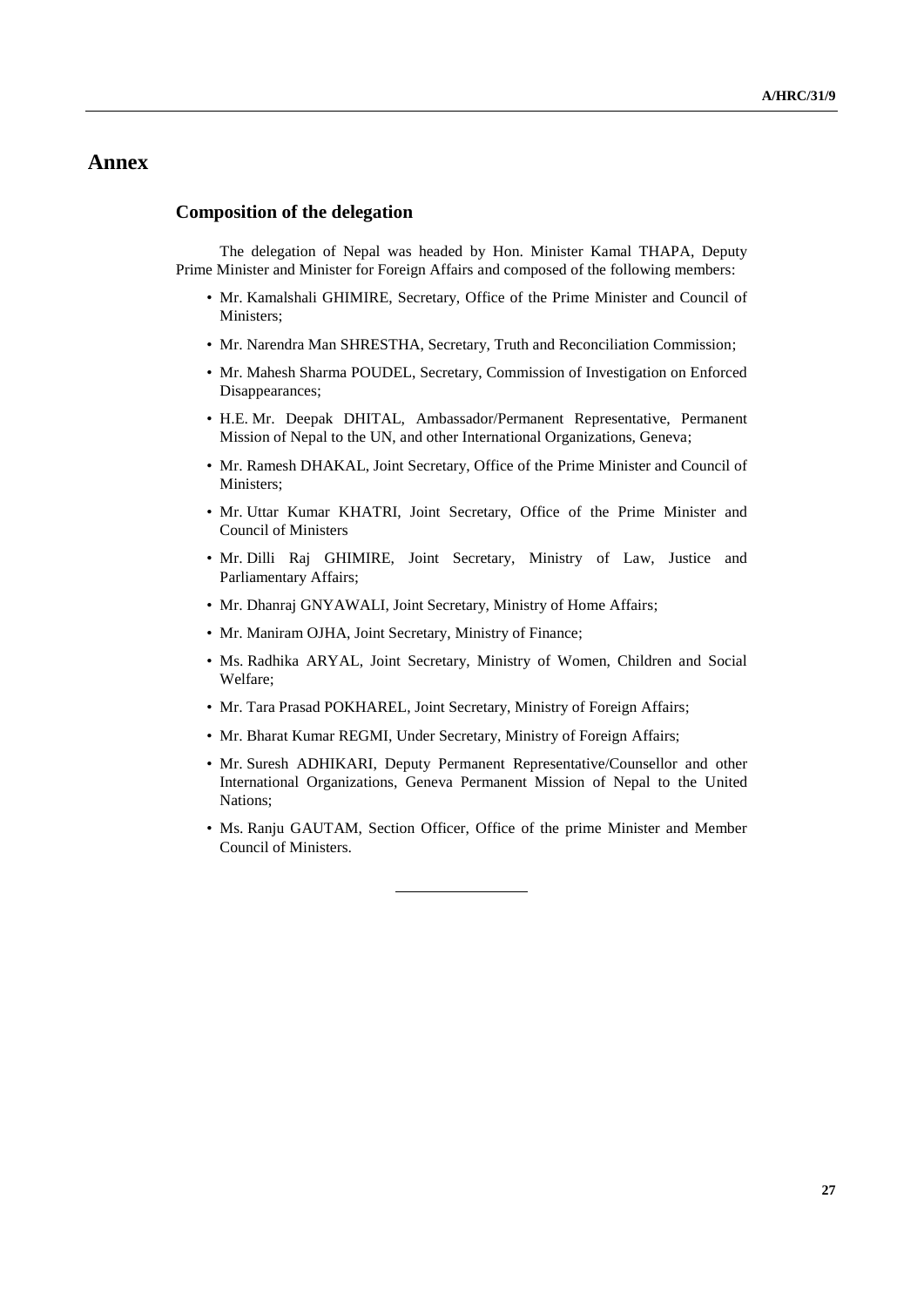# Annex

## Composition of the delegation

The delegation of Nepal was headed by Hon. Minister Kamal THAPA, Deputy Prime Minister and Minister for Foreign Affairs and composed of the following members:

- Mr. Kamalshali GHIMIRE, Secretary, Office of the Prime Minister and Council of Ministers;
- Mr. Narendra Man SHRESTHA, Secretary, Truth and Reconciliation Commission;
- Mr. Mahesh Sharma POUDEL, Secretary, Commission of Investigation on Enforced Disappearances;
- H.E. Mr. Deepak DHITAL, Ambassador/Permanent Representative, Permanent Mission of Nepal to the UN, and other International Organizations, Geneva;
- Mr. Ramesh DHAKAL, Joint Secretary, Office of the Prime Minister and Council of Ministers;
- Mr. Uttar Kumar KHATRI, Joint Secretary, Office of the Prime Minister and Council of Ministers
- Mr. Dilli Raj GHIMIRE, Joint Secretary, Ministry of Law, Justice and Parliamentary Affairs;
- Mr. Dhanraj GNYAWALI, Joint Secretary, Ministry of Home Affairs;
- Mr. Maniram OJHA, Joint Secretary, Ministry of Finance;
- Ms. Radhika ARYAL, Joint Secretary, Ministry of Women, Children and Social Welfare;
- Mr. Tara Prasad POKHAREL, Joint Secretary, Ministry of Foreign Affairs;
- Mr. Bharat Kumar REGMI, Under Secretary, Ministry of Foreign Affairs;
- Mr. Suresh ADHIKARI, Deputy Permanent Representative/Counsellor and other International Organizations, Geneva Permanent Mission of Nepal to the United Nations;
- Ms. Ranju GAUTAM, Section Officer, Office of the prime Minister and Member Council of Ministers.